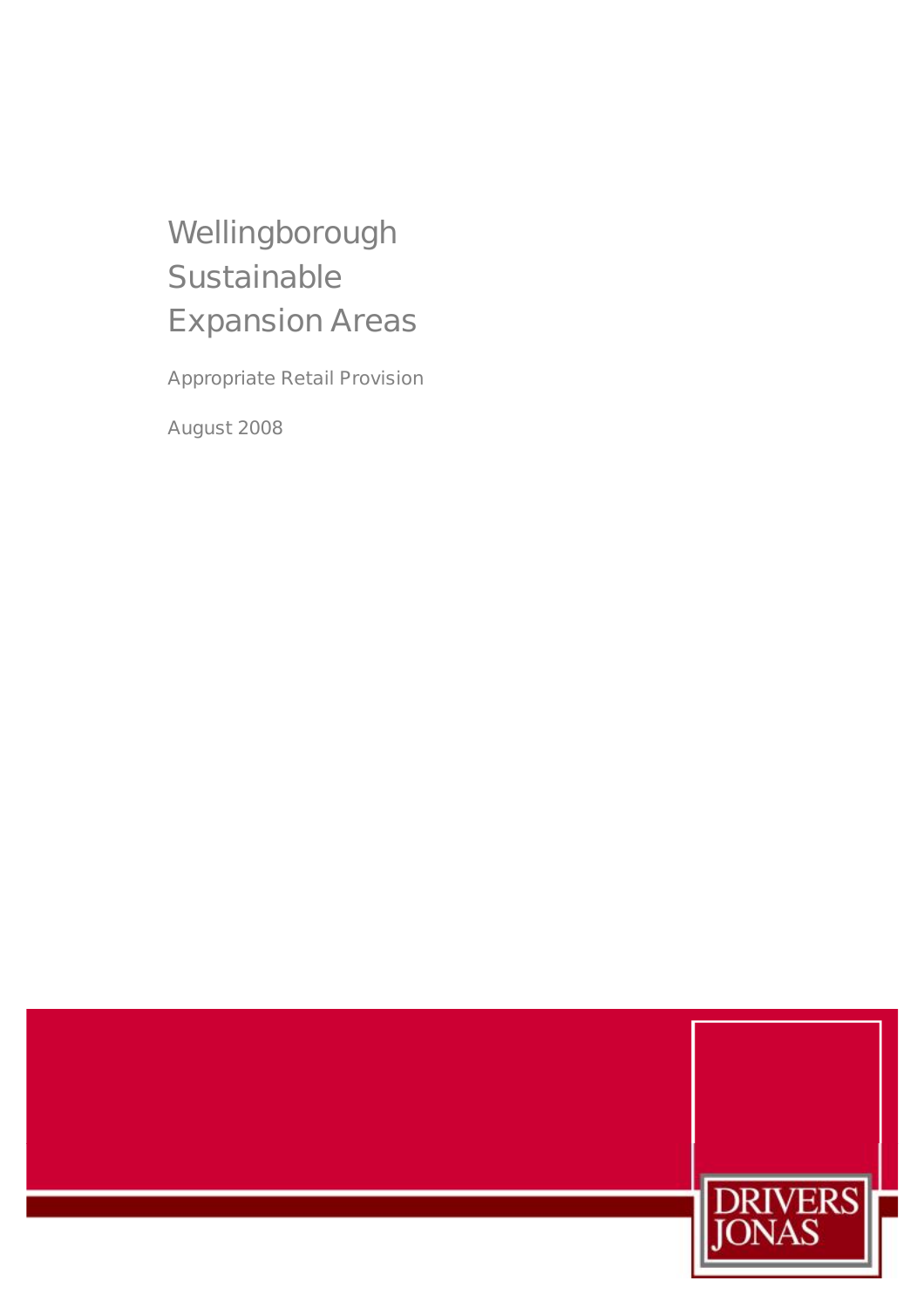# Wellingborough Sustainable Expansion Areas

Appropriate Retail Provision

August 2008

DRIVERS JONAS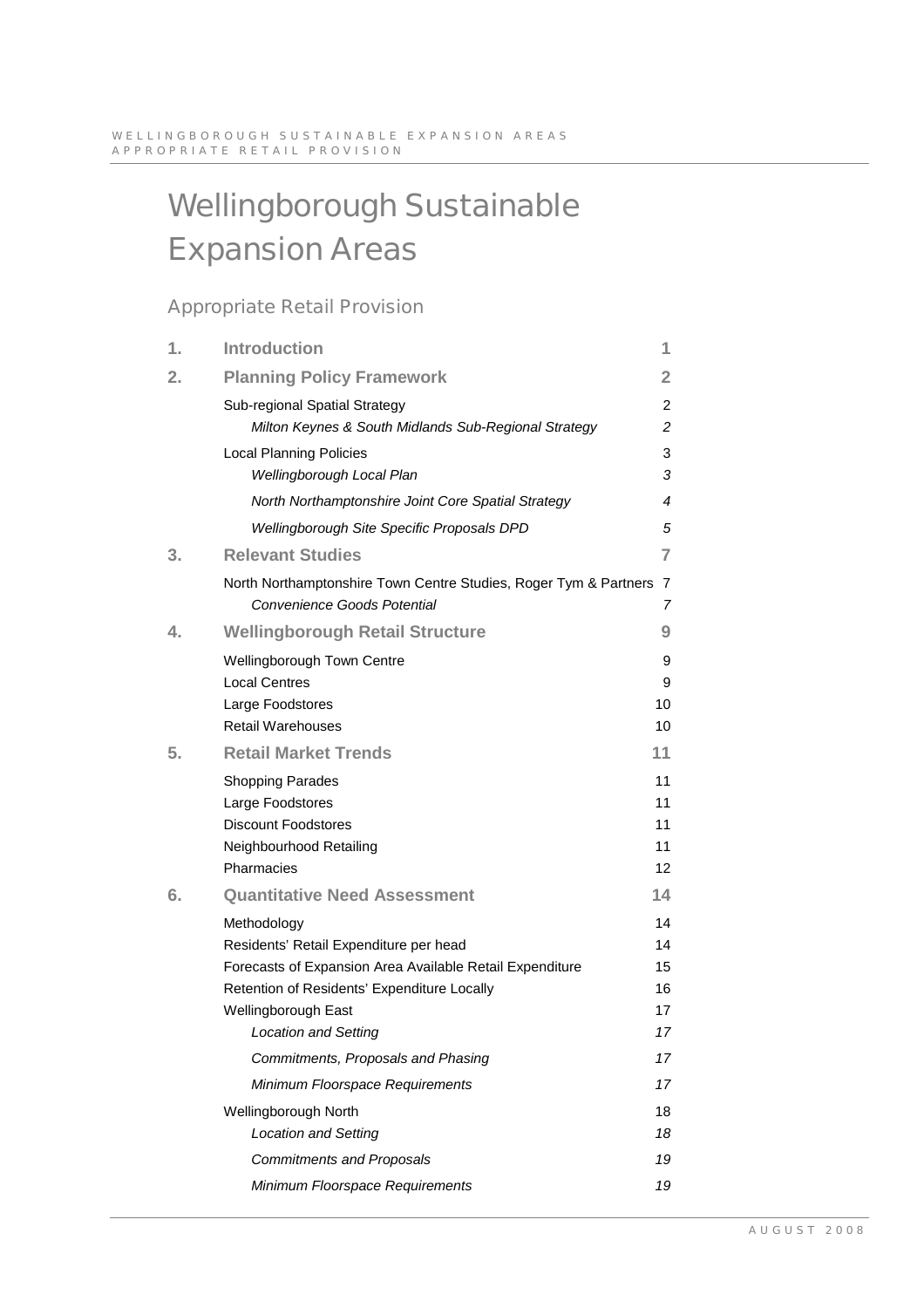# Wellingborough Sustainable Expansion Areas

## Appropriate Retail Provision

| | | |
|---|---|---|
| **1.** | **Introduction** | **1** |
| **2.** | **Planning Policy Framework** | **2** |
| | Sub-regional Spatial Strategy | 2 |
| | *Milton Keynes & South Midlands Sub-Regional Strategy* | *2* |
| | Local Planning Policies | 3 |
| | *Wellingborough Local Plan* | *3* |
| | *North Northamptonshire Joint Core Spatial Strategy* | *4* |
| | *Wellingborough Site Specific Proposals DPD* | *5* |
| **3.** | **Relevant Studies** | **7** |
| | North Northamptonshire Town Centre Studies, Roger Tym & Partners | 7 |
| | *Convenience Goods Potential* | *7* |
| **4.** | **Wellingborough Retail Structure** | **9** |
| | Wellingborough Town Centre | 9 |
| | Local Centres | 9 |
| | Large Foodstores | 10 |
| | Retail Warehouses | 10 |
| **5.** | **Retail Market Trends** | **11** |
| | Shopping Parades | 11 |
| | Large Foodstores | 11 |
| | Discount Foodstores | 11 |
| | Neighbourhood Retailing | 11 |
| | Pharmacies | 12 |
| **6.** | **Quantitative Need Assessment** | **14** |
| | Methodology | 14 |
| | Residents' Retail Expenditure per head | 14 |
| | Forecasts of Expansion Area Available Retail Expenditure | 15 |
| | Retention of Residents' Expenditure Locally | 16 |
| | Wellingborough East | 17 |
| | *Location and Setting* | *17* |
| | *Commitments, Proposals and Phasing* | *17* |
| | *Minimum Floorspace Requirements* | *17* |
| | Wellingborough North | 18 |
| | *Location and Setting* | *18* |
| | *Commitments and Proposals* | *19* |
| | *Minimum Floorspace Requirements* | *19* |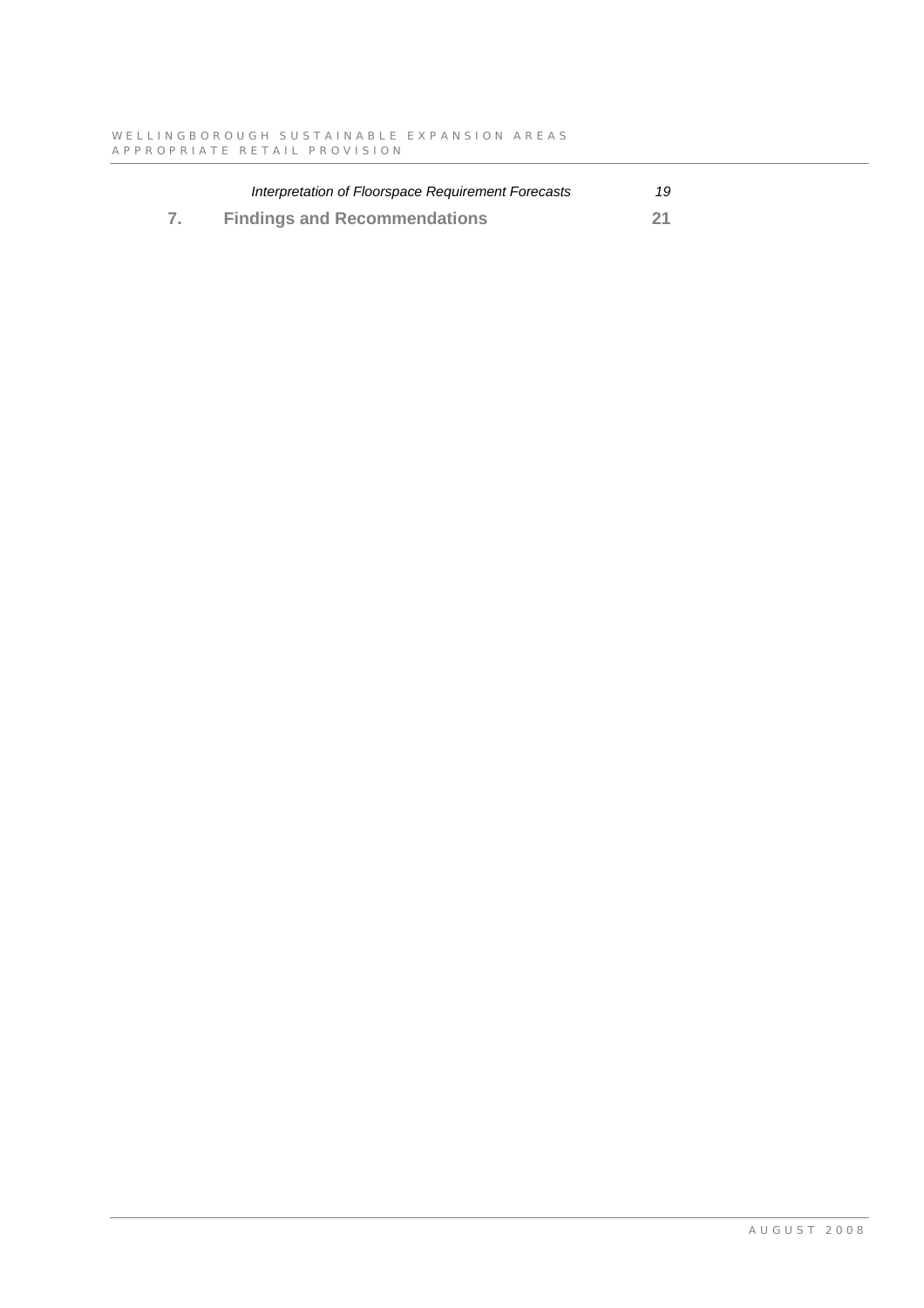*Interpretation of Floorspace Requirement Forecasts* *19*

**7. Findings and Recommendations** **21**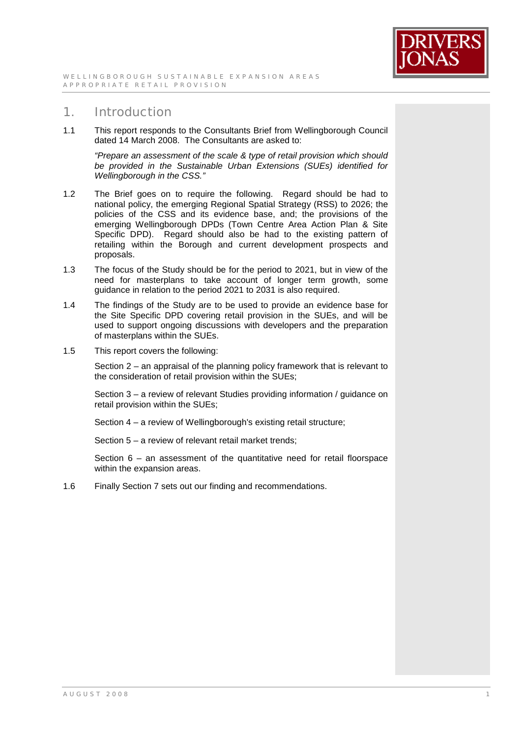# 1. Introduction

1.1 This report responds to the Consultants Brief from Wellingborough Council dated 14 March 2008. The Consultants are asked to:

*"Prepare an assessment of the scale & type of retail provision which should be provided in the Sustainable Urban Extensions (SUEs) identified for Wellingborough in the CSS."*

1.2 The Brief goes on to require the following. Regard should be had to national policy, the emerging Regional Spatial Strategy (RSS) to 2026; the policies of the CSS and its evidence base, and; the provisions of the emerging Wellingborough DPDs (Town Centre Area Action Plan & Site Specific DPD). Regard should also be had to the existing pattern of retailing within the Borough and current development prospects and proposals.

1.3 The focus of the Study should be for the period to 2021, but in view of the need for masterplans to take account of longer term growth, some guidance in relation to the period 2021 to 2031 is also required.

1.4 The findings of the Study are to be used to provide an evidence base for the Site Specific DPD covering retail provision in the SUEs, and will be used to support ongoing discussions with developers and the preparation of masterplans within the SUEs.

1.5 This report covers the following:

Section 2 – an appraisal of the planning policy framework that is relevant to the consideration of retail provision within the SUEs;

Section 3 – a review of relevant Studies providing information / guidance on retail provision within the SUEs;

Section 4 – a review of Wellingborough's existing retail structure;

Section 5 – a review of relevant retail market trends;

Section 6 – an assessment of the quantitative need for retail floorspace within the expansion areas.

1.6 Finally Section 7 sets out our finding and recommendations.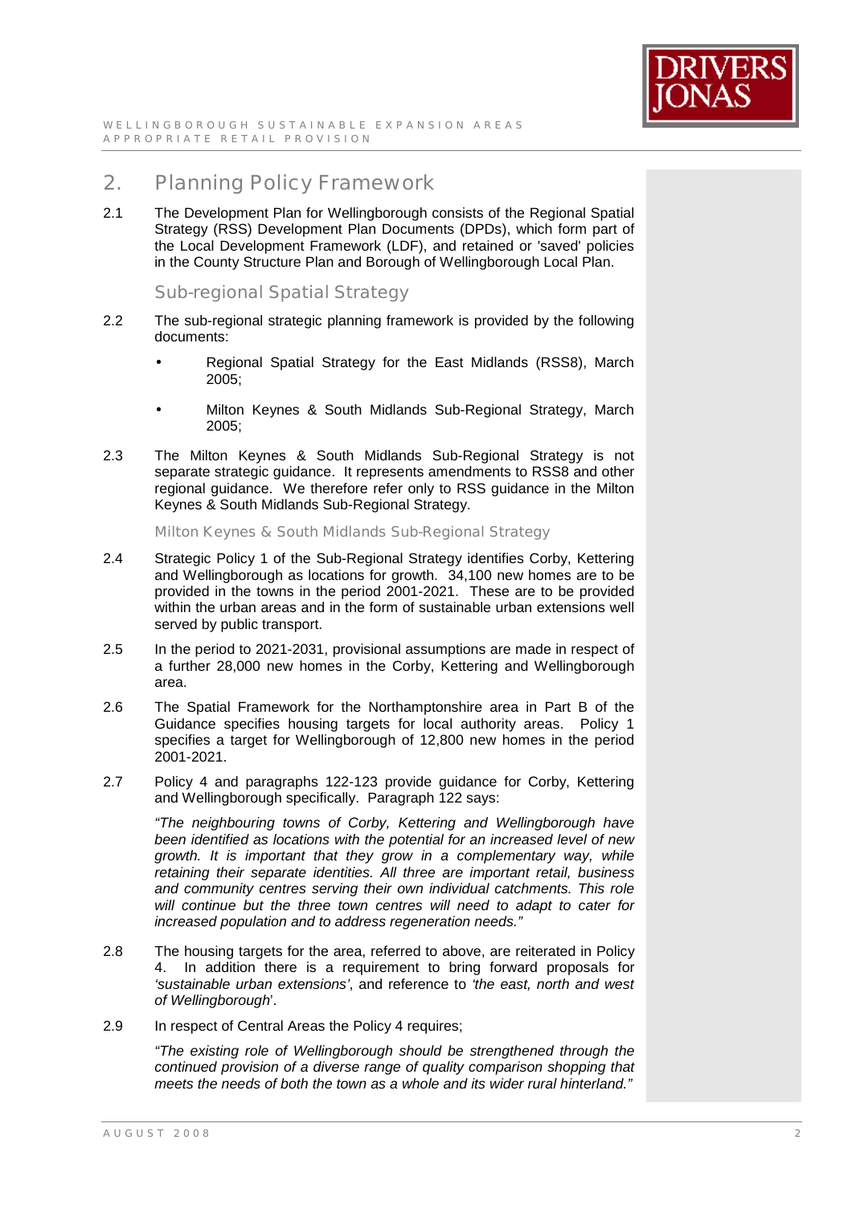## 2. Planning Policy Framework

2.1 The Development Plan for Wellingborough consists of the Regional Spatial Strategy (RSS) Development Plan Documents (DPDs), which form part of the Local Development Framework (LDF), and retained or 'saved' policies in the County Structure Plan and Borough of Wellingborough Local Plan.

### Sub-regional Spatial Strategy

2.2 The sub-regional strategic planning framework is provided by the following documents:

- Regional Spatial Strategy for the East Midlands (RSS8), March 2005;
- Milton Keynes & South Midlands Sub-Regional Strategy, March 2005;

2.3 The Milton Keynes & South Midlands Sub-Regional Strategy is not separate strategic guidance. It represents amendments to RSS8 and other regional guidance. We therefore refer only to RSS guidance in the Milton Keynes & South Midlands Sub-Regional Strategy.

#### Milton Keynes & South Midlands Sub-Regional Strategy

2.4 Strategic Policy 1 of the Sub-Regional Strategy identifies Corby, Kettering and Wellingborough as locations for growth. 34,100 new homes are to be provided in the towns in the period 2001-2021. These are to be provided within the urban areas and in the form of sustainable urban extensions well served by public transport.

2.5 In the period to 2021-2031, provisional assumptions are made in respect of a further 28,000 new homes in the Corby, Kettering and Wellingborough area.

2.6 The Spatial Framework for the Northamptonshire area in Part B of the Guidance specifies housing targets for local authority areas. Policy 1 specifies a target for Wellingborough of 12,800 new homes in the period 2001-2021.

2.7 Policy 4 and paragraphs 122-123 provide guidance for Corby, Kettering and Wellingborough specifically. Paragraph 122 says:

*"The neighbouring towns of Corby, Kettering and Wellingborough have been identified as locations with the potential for an increased level of new growth. It is important that they grow in a complementary way, while retaining their separate identities. All three are important retail, business and community centres serving their own individual catchments. This role will continue but the three town centres will need to adapt to cater for increased population and to address regeneration needs."*

2.8 The housing targets for the area, referred to above, are reiterated in Policy 4. In addition there is a requirement to bring forward proposals for *'sustainable urban extensions'*, and reference to *'the east, north and west of Wellingborough*'.

2.9 In respect of Central Areas the Policy 4 requires;

*"The existing role of Wellingborough should be strengthened through the continued provision of a diverse range of quality comparison shopping that meets the needs of both the town as a whole and its wider rural hinterland."*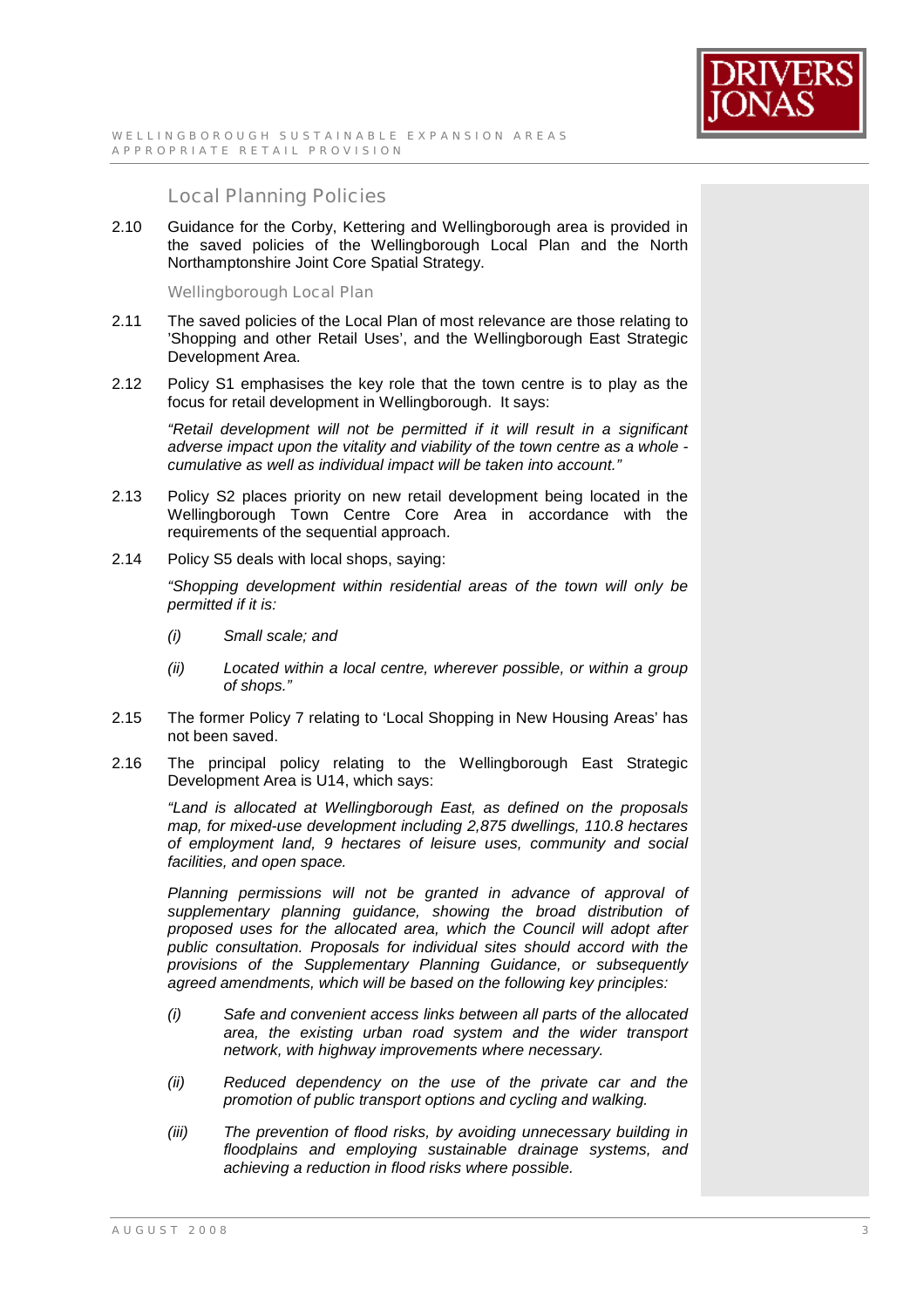## Local Planning Policies

2.10 Guidance for the Corby, Kettering and Wellingborough area is provided in the saved policies of the Wellingborough Local Plan and the North Northamptonshire Joint Core Spatial Strategy.

### Wellingborough Local Plan

2.11 The saved policies of the Local Plan of most relevance are those relating to 'Shopping and other Retail Uses', and the Wellingborough East Strategic Development Area.

2.12 Policy S1 emphasises the key role that the town centre is to play as the focus for retail development in Wellingborough. It says:

*"Retail development will not be permitted if it will result in a significant adverse impact upon the vitality and viability of the town centre as a whole - cumulative as well as individual impact will be taken into account."*

2.13 Policy S2 places priority on new retail development being located in the Wellingborough Town Centre Core Area in accordance with the requirements of the sequential approach.

2.14 Policy S5 deals with local shops, saying:

*"Shopping development within residential areas of the town will only be permitted if it is:*

*(i) Small scale; and*

*(ii) Located within a local centre, wherever possible, or within a group of shops."*

2.15 The former Policy 7 relating to 'Local Shopping in New Housing Areas' has not been saved.

2.16 The principal policy relating to the Wellingborough East Strategic Development Area is U14, which says:

*"Land is allocated at Wellingborough East, as defined on the proposals map, for mixed-use development including 2,875 dwellings, 110.8 hectares of employment land, 9 hectares of leisure uses, community and social facilities, and open space.*

*Planning permissions will not be granted in advance of approval of supplementary planning guidance, showing the broad distribution of proposed uses for the allocated area, which the Council will adopt after public consultation. Proposals for individual sites should accord with the provisions of the Supplementary Planning Guidance, or subsequently agreed amendments, which will be based on the following key principles:*

*(i) Safe and convenient access links between all parts of the allocated area, the existing urban road system and the wider transport network, with highway improvements where necessary.*

*(ii) Reduced dependency on the use of the private car and the promotion of public transport options and cycling and walking.*

*(iii) The prevention of flood risks, by avoiding unnecessary building in floodplains and employing sustainable drainage systems, and achieving a reduction in flood risks where possible.*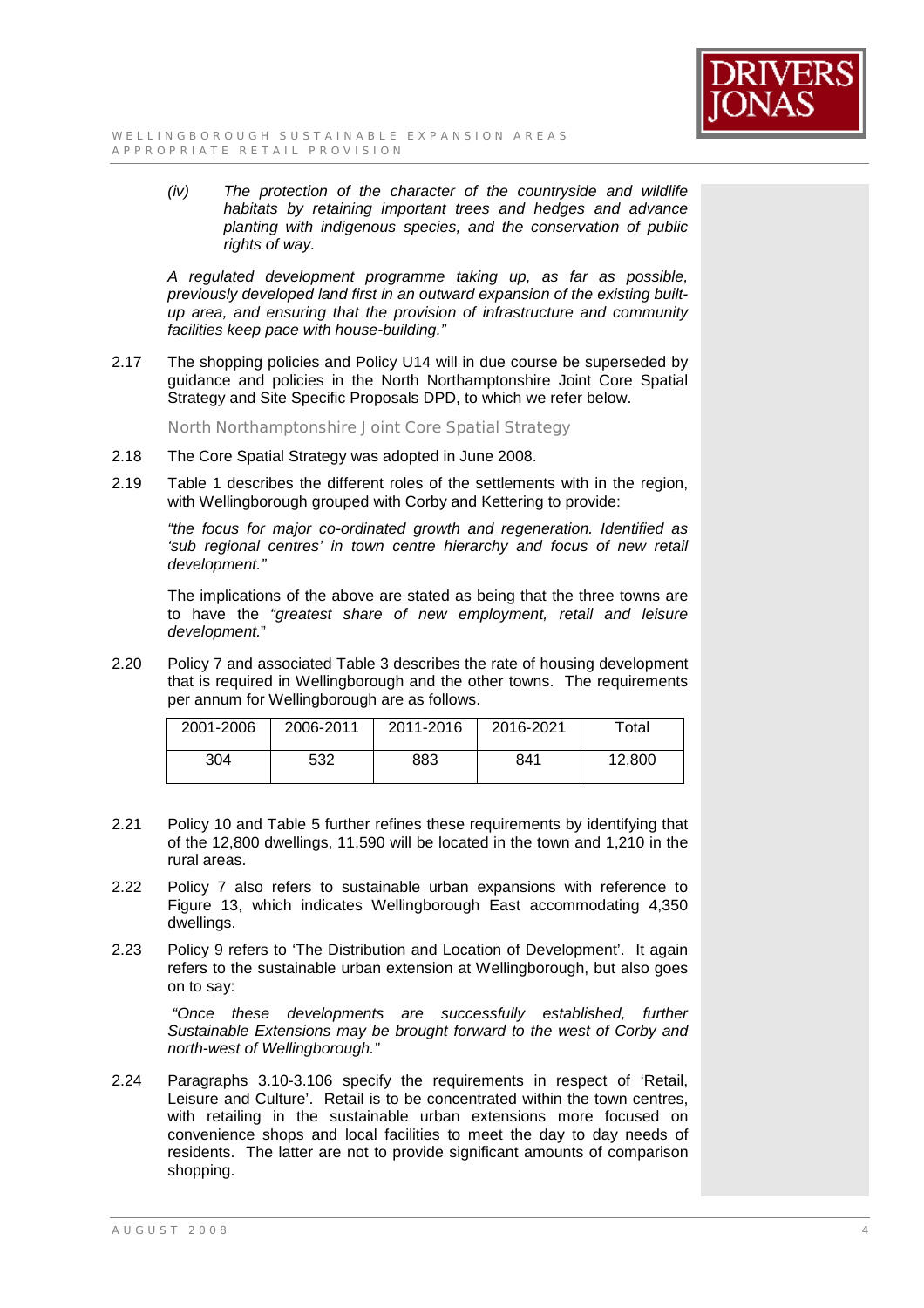*(iv) The protection of the character of the countryside and wildlife habitats by retaining important trees and hedges and advance planting with indigenous species, and the conservation of public rights of way.*

*A regulated development programme taking up, as far as possible, previously developed land first in an outward expansion of the existing built-up area, and ensuring that the provision of infrastructure and community facilities keep pace with house-building."*

2.17 The shopping policies and Policy U14 will in due course be superseded by guidance and policies in the North Northamptonshire Joint Core Spatial Strategy and Site Specific Proposals DPD, to which we refer below.

### North Northamptonshire Joint Core Spatial Strategy

2.18 The Core Spatial Strategy was adopted in June 2008.

2.19 Table 1 describes the different roles of the settlements with in the region, with Wellingborough grouped with Corby and Kettering to provide:

*"the focus for major co-ordinated growth and regeneration. Identified as 'sub regional centres' in town centre hierarchy and focus of new retail development."*

The implications of the above are stated as being that the three towns are to have the *"greatest share of new employment, retail and leisure development.*"

2.20 Policy 7 and associated Table 3 describes the rate of housing development that is required in Wellingborough and the other towns. The requirements per annum for Wellingborough are as follows.

| 2001-2006 | 2006-2011 | 2011-2016 | 2016-2021 | Total |
|---|---|---|---|---|
| 304 | 532 | 883 | 841 | 12,800 |

2.21 Policy 10 and Table 5 further refines these requirements by identifying that of the 12,800 dwellings, 11,590 will be located in the town and 1,210 in the rural areas.

2.22 Policy 7 also refers to sustainable urban expansions with reference to Figure 13, which indicates Wellingborough East accommodating 4,350 dwellings.

2.23 Policy 9 refers to 'The Distribution and Location of Development'. It again refers to the sustainable urban extension at Wellingborough, but also goes on to say:

*"Once these developments are successfully established, further Sustainable Extensions may be brought forward to the west of Corby and north-west of Wellingborough."*

2.24 Paragraphs 3.10-3.106 specify the requirements in respect of 'Retail, Leisure and Culture'. Retail is to be concentrated within the town centres, with retailing in the sustainable urban extensions more focused on convenience shops and local facilities to meet the day to day needs of residents. The latter are not to provide significant amounts of comparison shopping.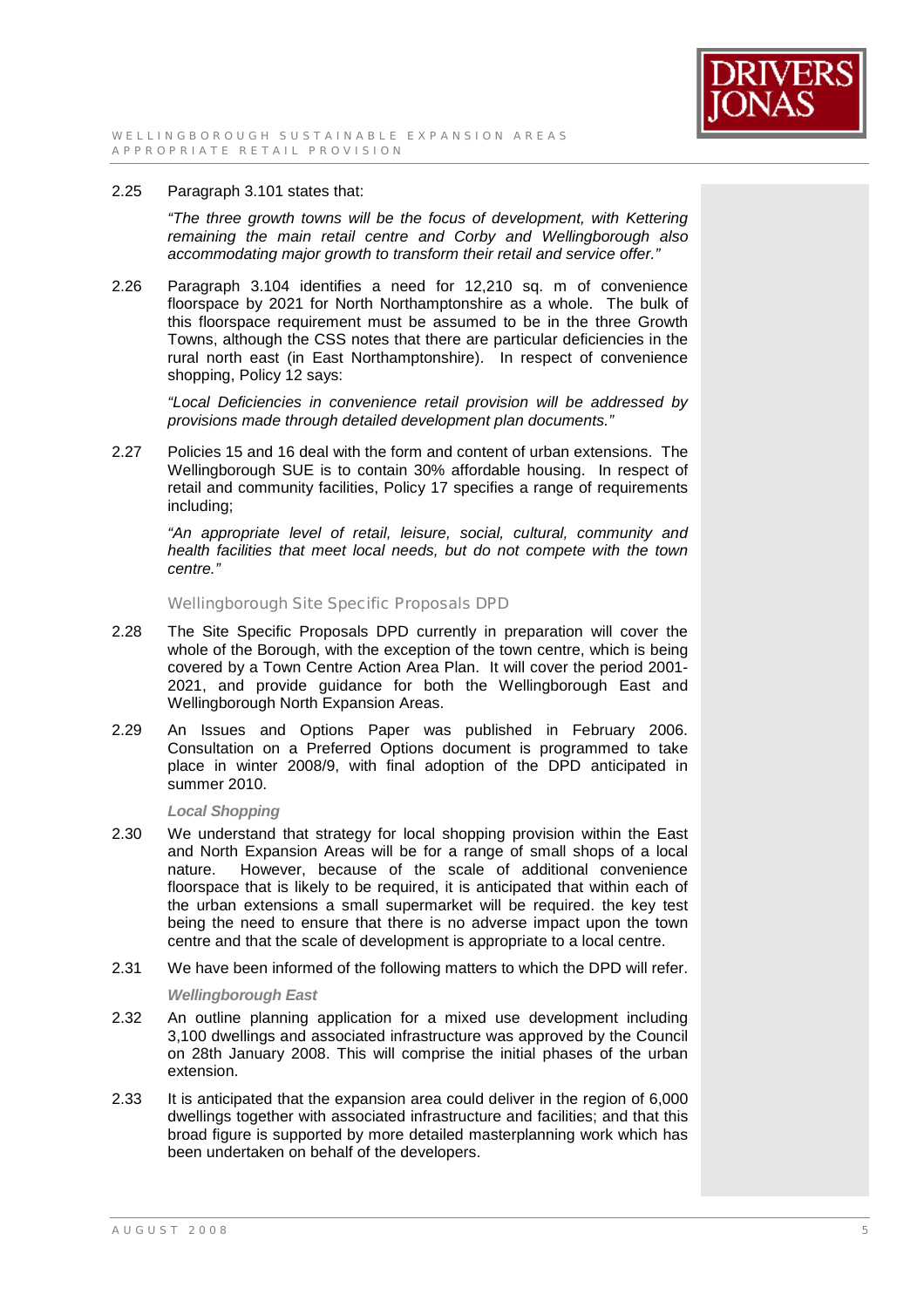2.25 Paragraph 3.101 states that:

*"The three growth towns will be the focus of development, with Kettering remaining the main retail centre and Corby and Wellingborough also accommodating major growth to transform their retail and service offer."*

2.26 Paragraph 3.104 identifies a need for 12,210 sq. m of convenience floorspace by 2021 for North Northamptonshire as a whole. The bulk of this floorspace requirement must be assumed to be in the three Growth Towns, although the CSS notes that there are particular deficiencies in the rural north east (in East Northamptonshire). In respect of convenience shopping, Policy 12 says:

*"Local Deficiencies in convenience retail provision will be addressed by provisions made through detailed development plan documents."*

2.27 Policies 15 and 16 deal with the form and content of urban extensions. The Wellingborough SUE is to contain 30% affordable housing. In respect of retail and community facilities, Policy 17 specifies a range of requirements including;

*"An appropriate level of retail, leisure, social, cultural, community and health facilities that meet local needs, but do not compete with the town centre."*

### Wellingborough Site Specific Proposals DPD

2.28 The Site Specific Proposals DPD currently in preparation will cover the whole of the Borough, with the exception of the town centre, which is being covered by a Town Centre Action Area Plan. It will cover the period 2001-2021, and provide guidance for both the Wellingborough East and Wellingborough North Expansion Areas.

2.29 An Issues and Options Paper was published in February 2006. Consultation on a Preferred Options document is programmed to take place in winter 2008/9, with final adoption of the DPD anticipated in summer 2010.

#### *Local Shopping*

2.30 We understand that strategy for local shopping provision within the East and North Expansion Areas will be for a range of small shops of a local nature. However, because of the scale of additional convenience floorspace that is likely to be required, it is anticipated that within each of the urban extensions a small supermarket will be required. the key test being the need to ensure that there is no adverse impact upon the town centre and that the scale of development is appropriate to a local centre.

2.31 We have been informed of the following matters to which the DPD will refer.

#### *Wellingborough East*

2.32 An outline planning application for a mixed use development including 3,100 dwellings and associated infrastructure was approved by the Council on 28th January 2008. This will comprise the initial phases of the urban extension.

2.33 It is anticipated that the expansion area could deliver in the region of 6,000 dwellings together with associated infrastructure and facilities; and that this broad figure is supported by more detailed masterplanning work which has been undertaken on behalf of the developers.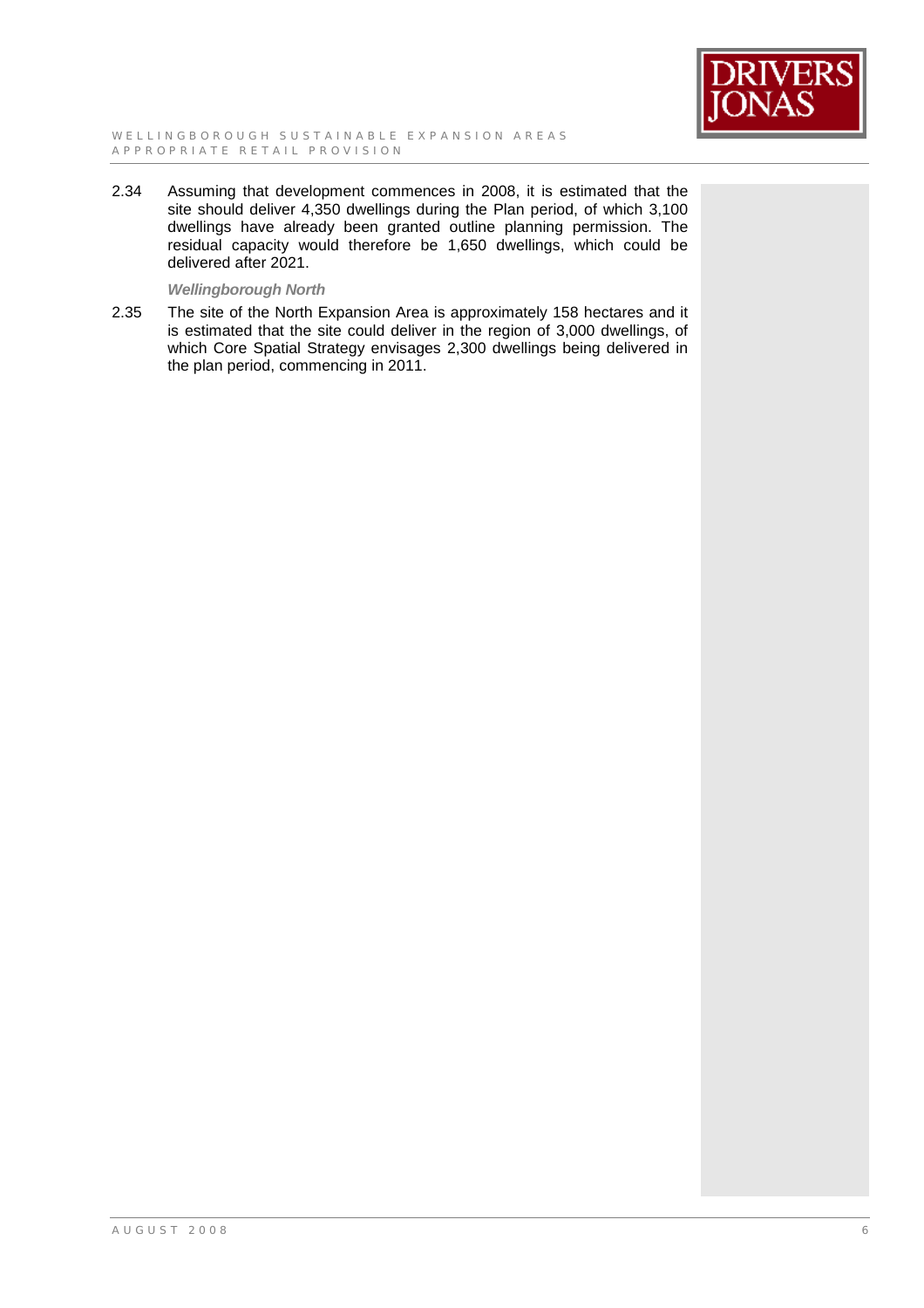2.34 Assuming that development commences in 2008, it is estimated that the site should deliver 4,350 dwellings during the Plan period, of which 3,100 dwellings have already been granted outline planning permission. The residual capacity would therefore be 1,650 dwellings, which could be delivered after 2021.

***Wellingborough North***

2.35 The site of the North Expansion Area is approximately 158 hectares and it is estimated that the site could deliver in the region of 3,000 dwellings, of which Core Spatial Strategy envisages 2,300 dwellings being delivered in the plan period, commencing in 2011.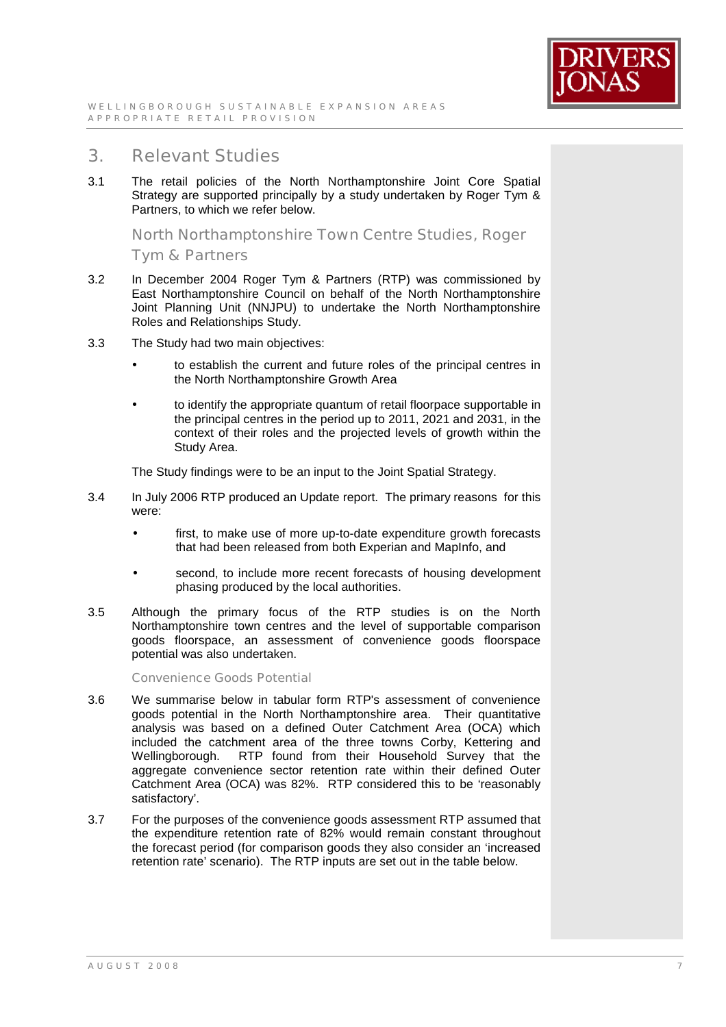## 3. Relevant Studies

3.1 The retail policies of the North Northamptonshire Joint Core Spatial Strategy are supported principally by a study undertaken by Roger Tym & Partners, to which we refer below.

### North Northamptonshire Town Centre Studies, Roger Tym & Partners

3.2 In December 2004 Roger Tym & Partners (RTP) was commissioned by East Northamptonshire Council on behalf of the North Northamptonshire Joint Planning Unit (NNJPU) to undertake the North Northamptonshire Roles and Relationships Study.

3.3 The Study had two main objectives:

- to establish the current and future roles of the principal centres in the North Northamptonshire Growth Area
- to identify the appropriate quantum of retail floorpace supportable in the principal centres in the period up to 2011, 2021 and 2031, in the context of their roles and the projected levels of growth within the Study Area.

The Study findings were to be an input to the Joint Spatial Strategy.

3.4 In July 2006 RTP produced an Update report. The primary reasons for this were:

- first, to make use of more up-to-date expenditure growth forecasts that had been released from both Experian and MapInfo, and
- second, to include more recent forecasts of housing development phasing produced by the local authorities.

3.5 Although the primary focus of the RTP studies is on the North Northamptonshire town centres and the level of supportable comparison goods floorspace, an assessment of convenience goods floorspace potential was also undertaken.

#### Convenience Goods Potential

3.6 We summarise below in tabular form RTP's assessment of convenience goods potential in the North Northamptonshire area. Their quantitative analysis was based on a defined Outer Catchment Area (OCA) which included the catchment area of the three towns Corby, Kettering and Wellingborough. RTP found from their Household Survey that the aggregate convenience sector retention rate within their defined Outer Catchment Area (OCA) was 82%. RTP considered this to be 'reasonably satisfactory'.

3.7 For the purposes of the convenience goods assessment RTP assumed that the expenditure retention rate of 82% would remain constant throughout the forecast period (for comparison goods they also consider an 'increased retention rate' scenario). The RTP inputs are set out in the table below.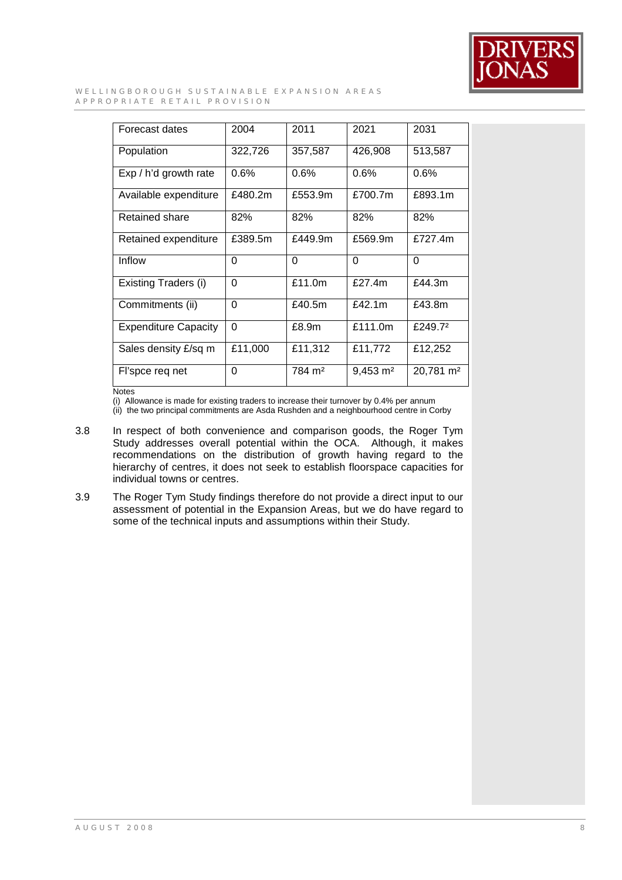| Forecast dates | 2004 | 2011 | 2021 | 2031 |
|---|---|---|---|---|
| Population | 322,726 | 357,587 | 426,908 | 513,587 |
| Exp / h'd growth rate | 0.6% | 0.6% | 0.6% | 0.6% |
| Available expenditure | £480.2m | £553.9m | £700.7m | £893.1m |
| Retained share | 82% | 82% | 82% | 82% |
| Retained expenditure | £389.5m | £449.9m | £569.9m | £727.4m |
| Inflow | 0 | 0 | 0 | 0 |
| Existing Traders (i) | 0 | £11.0m | £27.4m | £44.3m |
| Commitments (ii) | 0 | £40.5m | £42.1m | £43.8m |
| Expenditure Capacity | 0 | £8.9m | £111.0m | £249.7² |
| Sales density £/sq m | £11,000 | £11,312 | £11,772 | £12,252 |
| Fl'spce req net | 0 | 784 m² | 9,453 m² | 20,781 m² |

Notes
(i) Allowance is made for existing traders to increase their turnover by 0.4% per annum
(ii) the two principal commitments are Asda Rushden and a neighbourhood centre in Corby

3.8 In respect of both convenience and comparison goods, the Roger Tym Study addresses overall potential within the OCA. Although, it makes recommendations on the distribution of growth having regard to the hierarchy of centres, it does not seek to establish floorspace capacities for individual towns or centres.

3.9 The Roger Tym Study findings therefore do not provide a direct input to our assessment of potential in the Expansion Areas, but we do have regard to some of the technical inputs and assumptions within their Study.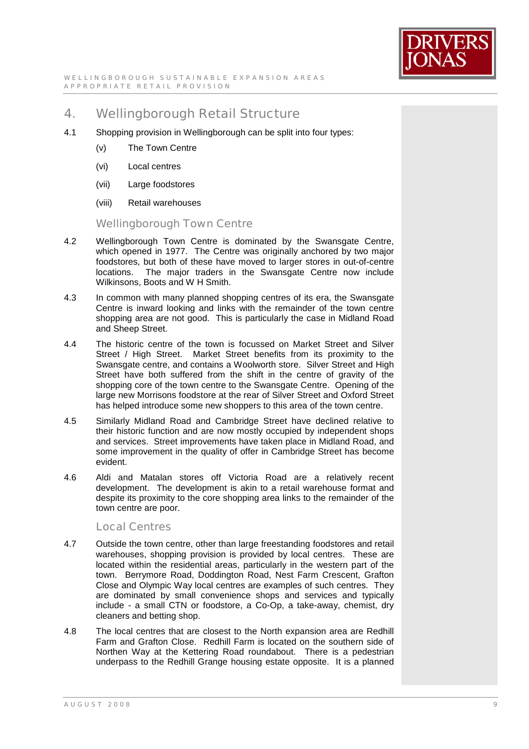# 4. Wellingborough Retail Structure

4.1 Shopping provision in Wellingborough can be split into four types:

(v) The Town Centre

(vi) Local centres

(vii) Large foodstores

(viii) Retail warehouses

## Wellingborough Town Centre

4.2 Wellingborough Town Centre is dominated by the Swansgate Centre, which opened in 1977. The Centre was originally anchored by two major foodstores, but both of these have moved to larger stores in out-of-centre locations. The major traders in the Swansgate Centre now include Wilkinsons, Boots and W H Smith.

4.3 In common with many planned shopping centres of its era, the Swansgate Centre is inward looking and links with the remainder of the town centre shopping area are not good. This is particularly the case in Midland Road and Sheep Street.

4.4 The historic centre of the town is focussed on Market Street and Silver Street / High Street. Market Street benefits from its proximity to the Swansgate centre, and contains a Woolworth store. Silver Street and High Street have both suffered from the shift in the centre of gravity of the shopping core of the town centre to the Swansgate Centre. Opening of the large new Morrisons foodstore at the rear of Silver Street and Oxford Street has helped introduce some new shoppers to this area of the town centre.

4.5 Similarly Midland Road and Cambridge Street have declined relative to their historic function and are now mostly occupied by independent shops and services. Street improvements have taken place in Midland Road, and some improvement in the quality of offer in Cambridge Street has become evident.

4.6 Aldi and Matalan stores off Victoria Road are a relatively recent development. The development is akin to a retail warehouse format and despite its proximity to the core shopping area links to the remainder of the town centre are poor.

## Local Centres

4.7 Outside the town centre, other than large freestanding foodstores and retail warehouses, shopping provision is provided by local centres. These are located within the residential areas, particularly in the western part of the town. Berrymore Road, Doddington Road, Nest Farm Crescent, Grafton Close and Olympic Way local centres are examples of such centres. They are dominated by small convenience shops and services and typically include - a small CTN or foodstore, a Co-Op, a take-away, chemist, dry cleaners and betting shop.

4.8 The local centres that are closest to the North expansion area are Redhill Farm and Grafton Close. Redhill Farm is located on the southern side of Northen Way at the Kettering Road roundabout. There is a pedestrian underpass to the Redhill Grange housing estate opposite. It is a planned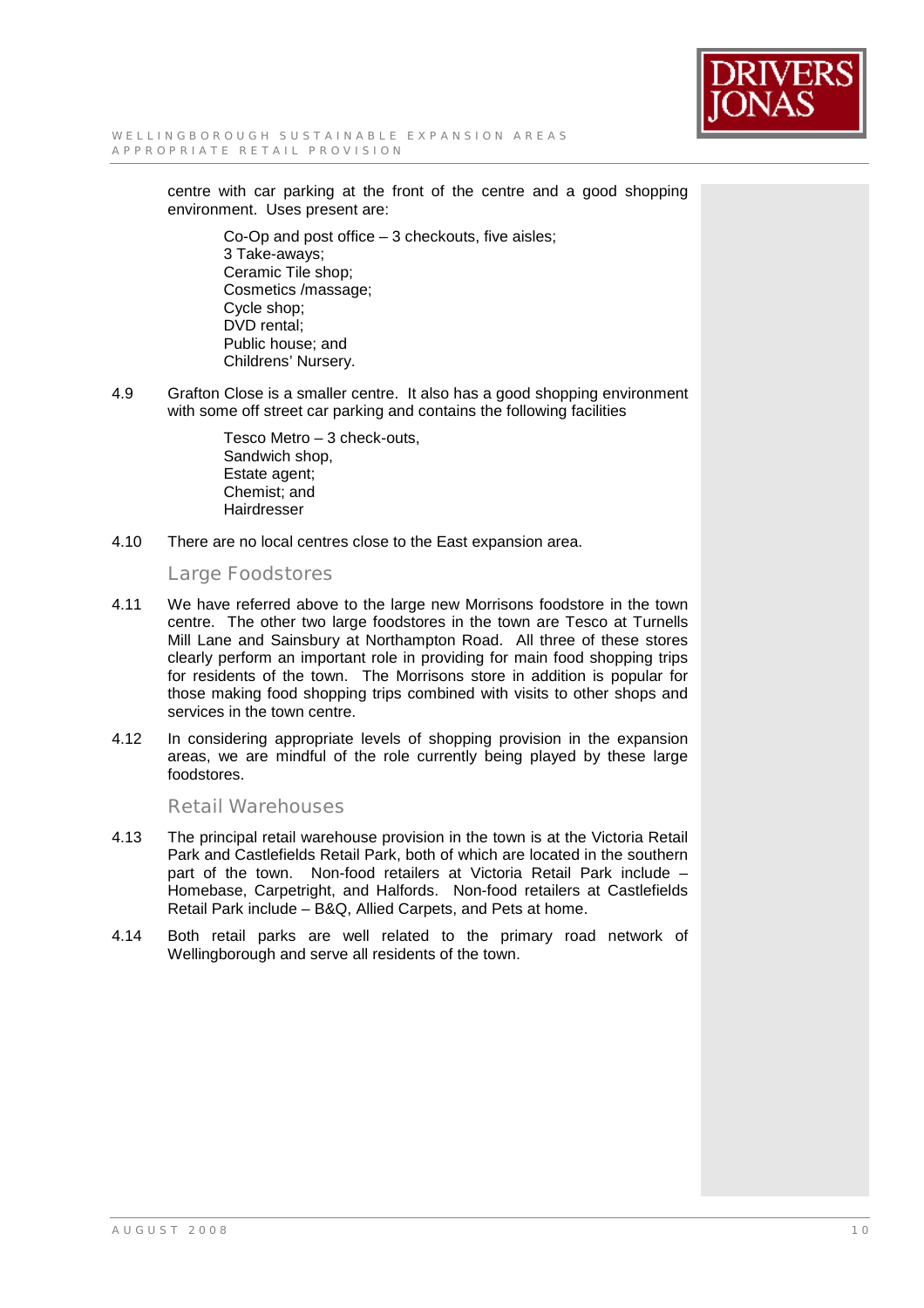centre with car parking at the front of the centre and a good shopping environment. Uses present are:

Co-Op and post office – 3 checkouts, five aisles;
3 Take-aways;
Ceramic Tile shop;
Cosmetics /massage;
Cycle shop;
DVD rental;
Public house; and
Childrens' Nursery.

4.9 Grafton Close is a smaller centre. It also has a good shopping environment with some off street car parking and contains the following facilities

Tesco Metro – 3 check-outs,
Sandwich shop,
Estate agent;
Chemist; and
Hairdresser

4.10 There are no local centres close to the East expansion area.

### Large Foodstores

4.11 We have referred above to the large new Morrisons foodstore in the town centre. The other two large foodstores in the town are Tesco at Turnells Mill Lane and Sainsbury at Northampton Road. All three of these stores clearly perform an important role in providing for main food shopping trips for residents of the town. The Morrisons store in addition is popular for those making food shopping trips combined with visits to other shops and services in the town centre.

4.12 In considering appropriate levels of shopping provision in the expansion areas, we are mindful of the role currently being played by these large foodstores.

### Retail Warehouses

4.13 The principal retail warehouse provision in the town is at the Victoria Retail Park and Castlefields Retail Park, both of which are located in the southern part of the town. Non-food retailers at Victoria Retail Park include – Homebase, Carpetright, and Halfords. Non-food retailers at Castlefields Retail Park include – B&Q, Allied Carpets, and Pets at home.

4.14 Both retail parks are well related to the primary road network of Wellingborough and serve all residents of the town.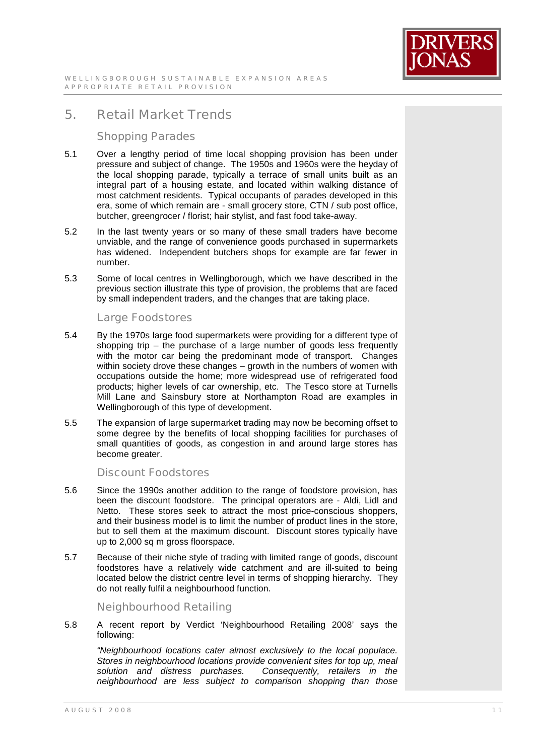## 5. Retail Market Trends

### Shopping Parades

5.1 Over a lengthy period of time local shopping provision has been under pressure and subject of change. The 1950s and 1960s were the heyday of the local shopping parade, typically a terrace of small units built as an integral part of a housing estate, and located within walking distance of most catchment residents. Typical occupants of parades developed in this era, some of which remain are - small grocery store, CTN / sub post office, butcher, greengrocer / florist; hair stylist, and fast food take-away.

5.2 In the last twenty years or so many of these small traders have become unviable, and the range of convenience goods purchased in supermarkets has widened. Independent butchers shops for example are far fewer in number.

5.3 Some of local centres in Wellingborough, which we have described in the previous section illustrate this type of provision, the problems that are faced by small independent traders, and the changes that are taking place.

### Large Foodstores

5.4 By the 1970s large food supermarkets were providing for a different type of shopping trip – the purchase of a large number of goods less frequently with the motor car being the predominant mode of transport. Changes within society drove these changes – growth in the numbers of women with occupations outside the home; more widespread use of refrigerated food products; higher levels of car ownership, etc. The Tesco store at Turnells Mill Lane and Sainsbury store at Northampton Road are examples in Wellingborough of this type of development.

5.5 The expansion of large supermarket trading may now be becoming offset to some degree by the benefits of local shopping facilities for purchases of small quantities of goods, as congestion in and around large stores has become greater.

### Discount Foodstores

5.6 Since the 1990s another addition to the range of foodstore provision, has been the discount foodstore. The principal operators are - Aldi, Lidl and Netto. These stores seek to attract the most price-conscious shoppers, and their business model is to limit the number of product lines in the store, but to sell them at the maximum discount. Discount stores typically have up to 2,000 sq m gross floorspace.

5.7 Because of their niche style of trading with limited range of goods, discount foodstores have a relatively wide catchment and are ill-suited to being located below the district centre level in terms of shopping hierarchy. They do not really fulfil a neighbourhood function.

### Neighbourhood Retailing

5.8 A recent report by Verdict 'Neighbourhood Retailing 2008' says the following:

*"Neighbourhood locations cater almost exclusively to the local populace. Stores in neighbourhood locations provide convenient sites for top up, meal solution and distress purchases. Consequently, retailers in the neighbourhood are less subject to comparison shopping than those*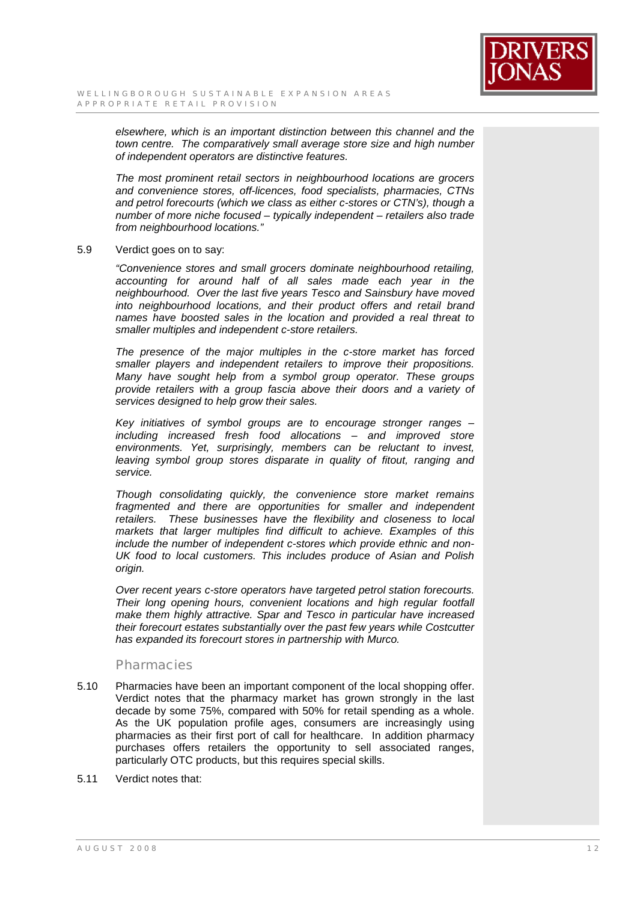*elsewhere, which is an important distinction between this channel and the town centre. The comparatively small average store size and high number of independent operators are distinctive features.*

*The most prominent retail sectors in neighbourhood locations are grocers and convenience stores, off-licences, food specialists, pharmacies, CTNs and petrol forecourts (which we class as either c-stores or CTN's), though a number of more niche focused – typically independent – retailers also trade from neighbourhood locations."*

5.9 Verdict goes on to say:

*"Convenience stores and small grocers dominate neighbourhood retailing, accounting for around half of all sales made each year in the neighbourhood. Over the last five years Tesco and Sainsbury have moved into neighbourhood locations, and their product offers and retail brand names have boosted sales in the location and provided a real threat to smaller multiples and independent c-store retailers.*

*The presence of the major multiples in the c-store market has forced smaller players and independent retailers to improve their propositions. Many have sought help from a symbol group operator. These groups provide retailers with a group fascia above their doors and a variety of services designed to help grow their sales.*

*Key initiatives of symbol groups are to encourage stronger ranges – including increased fresh food allocations – and improved store environments. Yet, surprisingly, members can be reluctant to invest, leaving symbol group stores disparate in quality of fitout, ranging and service.*

*Though consolidating quickly, the convenience store market remains fragmented and there are opportunities for smaller and independent retailers. These businesses have the flexibility and closeness to local markets that larger multiples find difficult to achieve. Examples of this include the number of independent c-stores which provide ethnic and non-UK food to local customers. This includes produce of Asian and Polish origin.*

*Over recent years c-store operators have targeted petrol station forecourts. Their long opening hours, convenient locations and high regular footfall make them highly attractive. Spar and Tesco in particular have increased their forecourt estates substantially over the past few years while Costcutter has expanded its forecourt stores in partnership with Murco.*

## Pharmacies

5.10 Pharmacies have been an important component of the local shopping offer. Verdict notes that the pharmacy market has grown strongly in the last decade by some 75%, compared with 50% for retail spending as a whole. As the UK population profile ages, consumers are increasingly using pharmacies as their first port of call for healthcare. In addition pharmacy purchases offers retailers the opportunity to sell associated ranges, particularly OTC products, but this requires special skills.

5.11 Verdict notes that: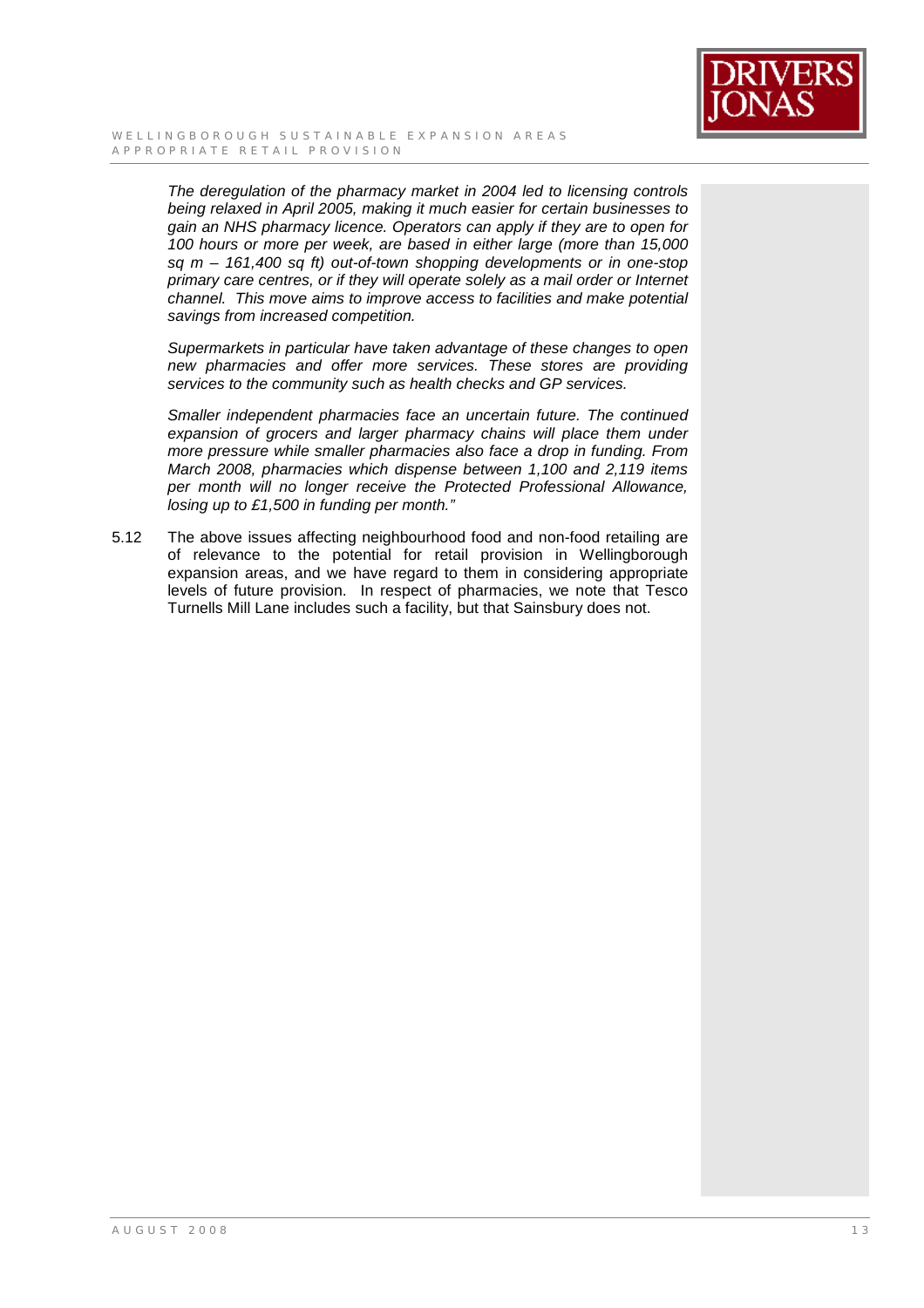*The deregulation of the pharmacy market in 2004 led to licensing controls being relaxed in April 2005, making it much easier for certain businesses to gain an NHS pharmacy licence. Operators can apply if they are to open for 100 hours or more per week, are based in either large (more than 15,000 sq m – 161,400 sq ft) out-of-town shopping developments or in one-stop primary care centres, or if they will operate solely as a mail order or Internet channel. This move aims to improve access to facilities and make potential savings from increased competition.*

*Supermarkets in particular have taken advantage of these changes to open new pharmacies and offer more services. These stores are providing services to the community such as health checks and GP services.*

*Smaller independent pharmacies face an uncertain future. The continued expansion of grocers and larger pharmacy chains will place them under more pressure while smaller pharmacies also face a drop in funding. From March 2008, pharmacies which dispense between 1,100 and 2,119 items per month will no longer receive the Protected Professional Allowance, losing up to £1,500 in funding per month."*

5.12 The above issues affecting neighbourhood food and non-food retailing are of relevance to the potential for retail provision in Wellingborough expansion areas, and we have regard to them in considering appropriate levels of future provision. In respect of pharmacies, we note that Tesco Turnells Mill Lane includes such a facility, but that Sainsbury does not.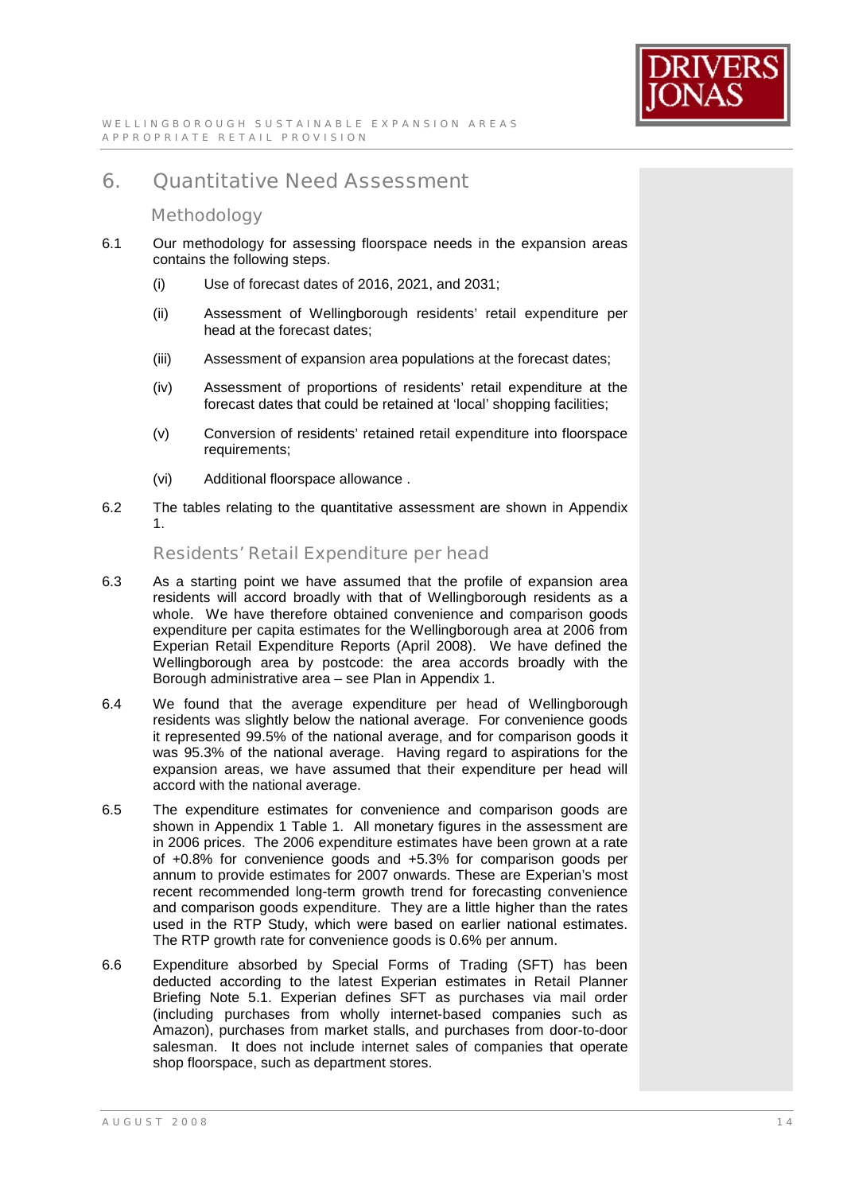## 6. Quantitative Need Assessment

### Methodology

6.1 Our methodology for assessing floorspace needs in the expansion areas contains the following steps.

(i) Use of forecast dates of 2016, 2021, and 2031;

(ii) Assessment of Wellingborough residents' retail expenditure per head at the forecast dates;

(iii) Assessment of expansion area populations at the forecast dates;

(iv) Assessment of proportions of residents' retail expenditure at the forecast dates that could be retained at 'local' shopping facilities;

(v) Conversion of residents' retained retail expenditure into floorspace requirements;

(vi) Additional floorspace allowance .

6.2 The tables relating to the quantitative assessment are shown in Appendix 1.

### Residents' Retail Expenditure per head

6.3 As a starting point we have assumed that the profile of expansion area residents will accord broadly with that of Wellingborough residents as a whole. We have therefore obtained convenience and comparison goods expenditure per capita estimates for the Wellingborough area at 2006 from Experian Retail Expenditure Reports (April 2008). We have defined the Wellingborough area by postcode: the area accords broadly with the Borough administrative area – see Plan in Appendix 1.

6.4 We found that the average expenditure per head of Wellingborough residents was slightly below the national average. For convenience goods it represented 99.5% of the national average, and for comparison goods it was 95.3% of the national average. Having regard to aspirations for the expansion areas, we have assumed that their expenditure per head will accord with the national average.

6.5 The expenditure estimates for convenience and comparison goods are shown in Appendix 1 Table 1. All monetary figures in the assessment are in 2006 prices. The 2006 expenditure estimates have been grown at a rate of +0.8% for convenience goods and +5.3% for comparison goods per annum to provide estimates for 2007 onwards. These are Experian's most recent recommended long-term growth trend for forecasting convenience and comparison goods expenditure. They are a little higher than the rates used in the RTP Study, which were based on earlier national estimates. The RTP growth rate for convenience goods is 0.6% per annum.

6.6 Expenditure absorbed by Special Forms of Trading (SFT) has been deducted according to the latest Experian estimates in Retail Planner Briefing Note 5.1. Experian defines SFT as purchases via mail order (including purchases from wholly internet-based companies such as Amazon), purchases from market stalls, and purchases from door-to-door salesman. It does not include internet sales of companies that operate shop floorspace, such as department stores.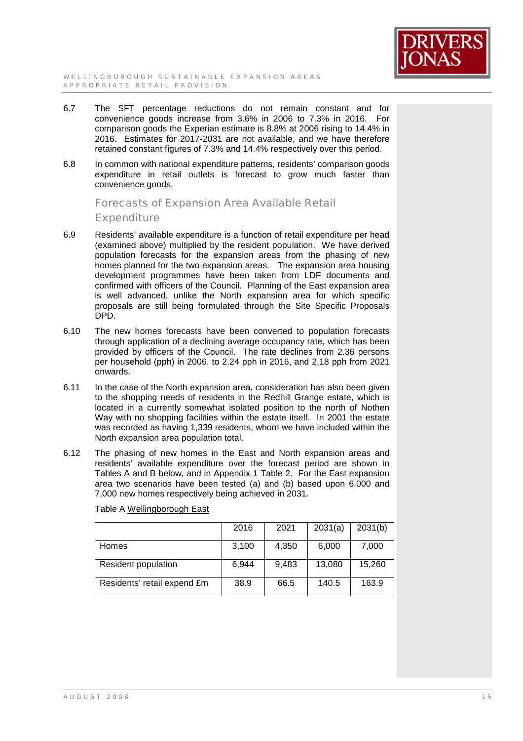6.7 The SFT percentage reductions do not remain constant and for convenience goods increase from 3.6% in 2006 to 7.3% in 2016. For comparison goods the Experian estimate is 8.8% at 2006 rising to 14.4% in 2016. Estimates for 2017-2031 are not available, and we have therefore retained constant figures of 7.3% and 14.4% respectively over this period.

6.8 In common with national expenditure patterns, residents' comparison goods expenditure in retail outlets is forecast to grow much faster than convenience goods.

## Forecasts of Expansion Area Available Retail Expenditure

6.9 Residents' available expenditure is a function of retail expenditure per head (examined above) multiplied by the resident population. We have derived population forecasts for the expansion areas from the phasing of new homes planned for the two expansion areas. The expansion area housing development programmes have been taken from LDF documents and confirmed with officers of the Council. Planning of the East expansion area is well advanced, unlike the North expansion area for which specific proposals are still being formulated through the Site Specific Proposals DPD.

6.10 The new homes forecasts have been converted to population forecasts through application of a declining average occupancy rate, which has been provided by officers of the Council. The rate declines from 2.36 persons per household (pph) in 2006, to 2.24 pph in 2016, and 2.18 pph from 2021 onwards.

6.11 In the case of the North expansion area, consideration has also been given to the shopping needs of residents in the Redhill Grange estate, which is located in a currently somewhat isolated position to the north of Nothen Way with no shopping facilities within the estate itself. In 2001 the estate was recorded as having 1,339 residents, whom we have included within the North expansion area population total.

6.12 The phasing of new homes in the East and North expansion areas and residents' available expenditure over the forecast period are shown in Tables A and B below, and in Appendix 1 Table 2. For the East expansion area two scenarios have been tested (a) and (b) based upon 6,000 and 7,000 new homes respectively being achieved in 2031.

Table A Wellingborough East

| | 2016 | 2021 | 2031(a) | 2031(b) |
|---|---|---|---|---|
| Homes | 3,100 | 4,350 | 6,000 | 7,000 |
| Resident population | 6,944 | 9,483 | 13,080 | 15,260 |
| Residents' retail expend £m | 38.9 | 66.5 | 140.5 | 163.9 |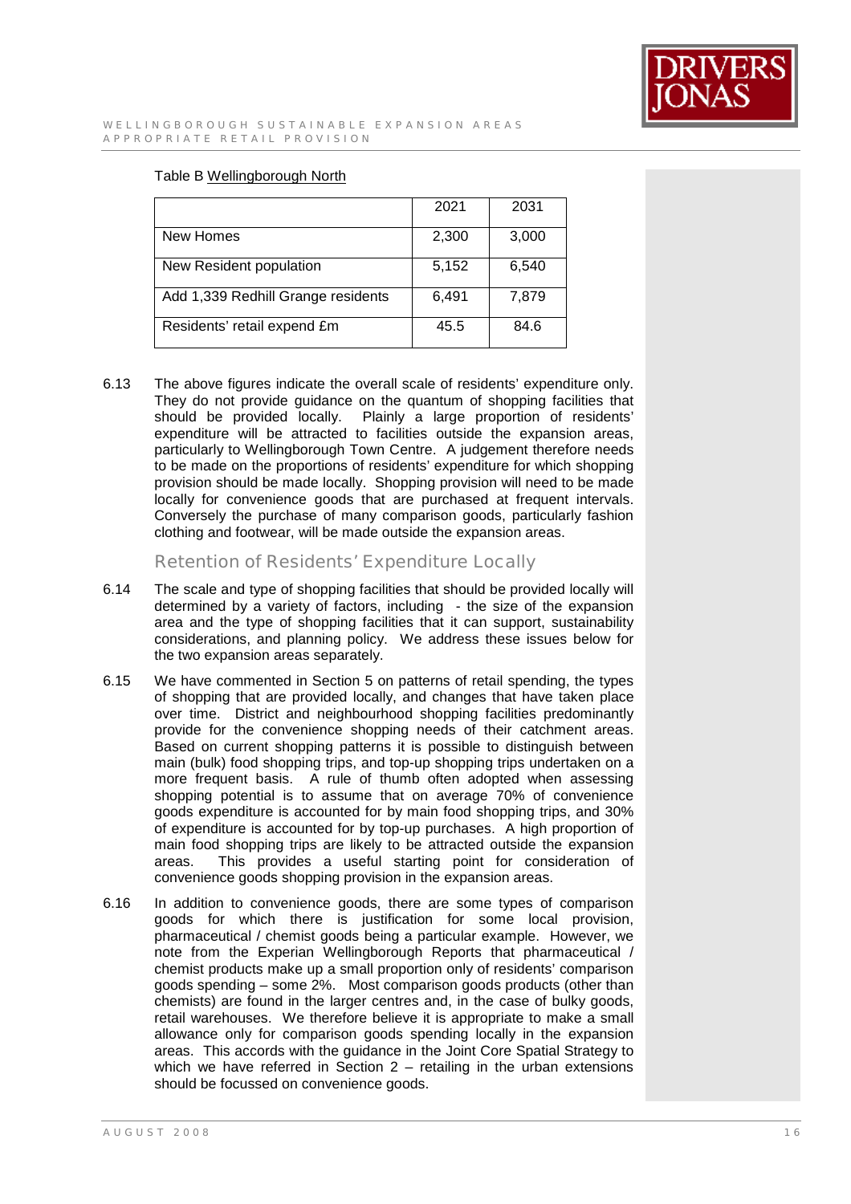Table B Wellingborough North

| | 2021 | 2031 |
|---|---|---|
| New Homes | 2,300 | 3,000 |
| New Resident population | 5,152 | 6,540 |
| Add 1,339 Redhill Grange residents | 6,491 | 7,879 |
| Residents' retail expend £m | 45.5 | 84.6 |

6.13 The above figures indicate the overall scale of residents' expenditure only. They do not provide guidance on the quantum of shopping facilities that should be provided locally. Plainly a large proportion of residents' expenditure will be attracted to facilities outside the expansion areas, particularly to Wellingborough Town Centre. A judgement therefore needs to be made on the proportions of residents' expenditure for which shopping provision should be made locally. Shopping provision will need to be made locally for convenience goods that are purchased at frequent intervals. Conversely the purchase of many comparison goods, particularly fashion clothing and footwear, will be made outside the expansion areas.

## Retention of Residents' Expenditure Locally

6.14 The scale and type of shopping facilities that should be provided locally will determined by a variety of factors, including - the size of the expansion area and the type of shopping facilities that it can support, sustainability considerations, and planning policy. We address these issues below for the two expansion areas separately.

6.15 We have commented in Section 5 on patterns of retail spending, the types of shopping that are provided locally, and changes that have taken place over time. District and neighbourhood shopping facilities predominantly provide for the convenience shopping needs of their catchment areas. Based on current shopping patterns it is possible to distinguish between main (bulk) food shopping trips, and top-up shopping trips undertaken on a more frequent basis. A rule of thumb often adopted when assessing shopping potential is to assume that on average 70% of convenience goods expenditure is accounted for by main food shopping trips, and 30% of expenditure is accounted for by top-up purchases. A high proportion of main food shopping trips are likely to be attracted outside the expansion areas. This provides a useful starting point for consideration of convenience goods shopping provision in the expansion areas.

6.16 In addition to convenience goods, there are some types of comparison goods for which there is justification for some local provision, pharmaceutical / chemist goods being a particular example. However, we note from the Experian Wellingborough Reports that pharmaceutical / chemist products make up a small proportion only of residents' comparison goods spending – some 2%. Most comparison goods products (other than chemists) are found in the larger centres and, in the case of bulky goods, retail warehouses. We therefore believe it is appropriate to make a small allowance only for comparison goods spending locally in the expansion areas. This accords with the guidance in the Joint Core Spatial Strategy to which we have referred in Section 2 – retailing in the urban extensions should be focussed on convenience goods.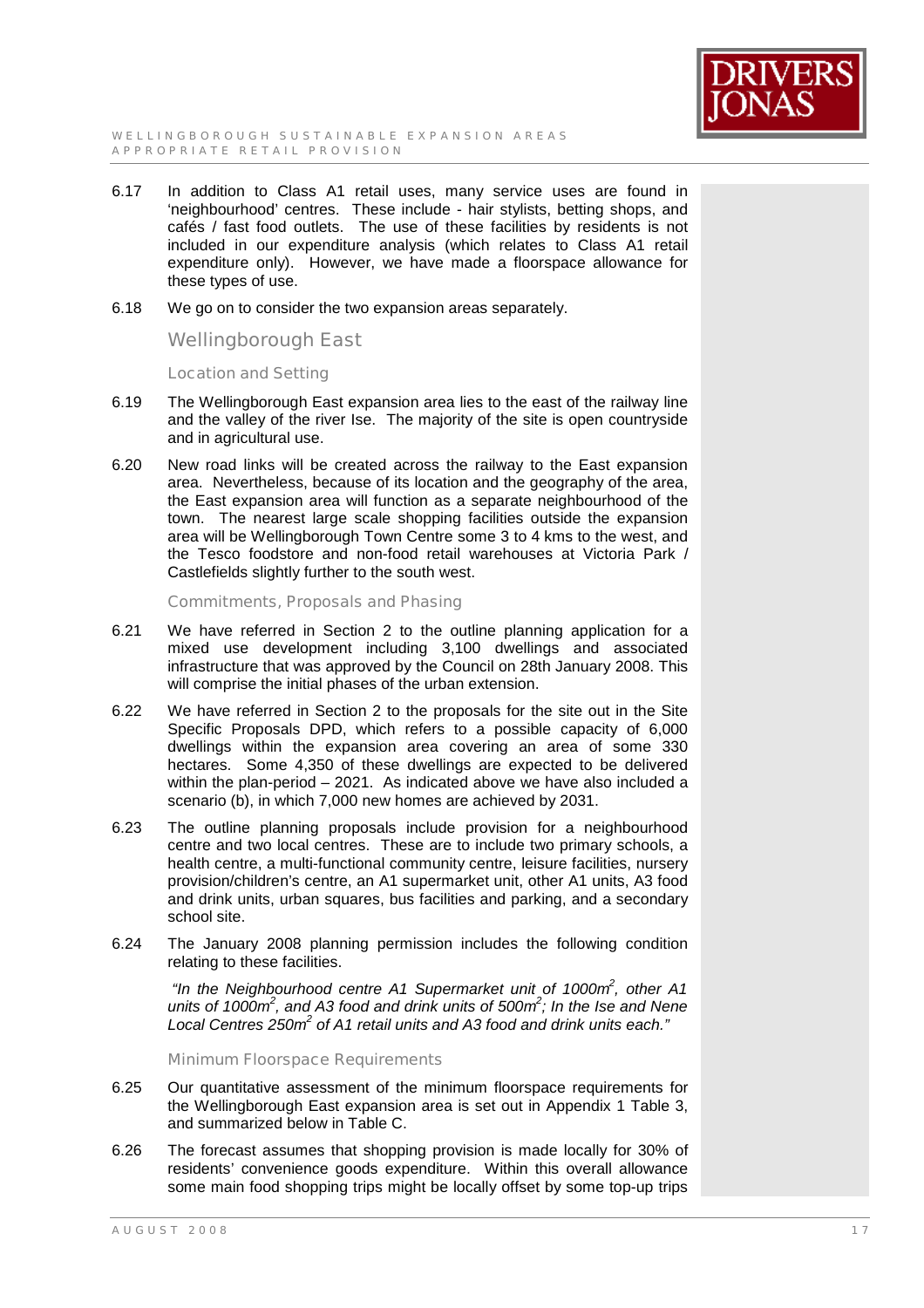6.17 In addition to Class A1 retail uses, many service uses are found in 'neighbourhood' centres. These include - hair stylists, betting shops, and cafés / fast food outlets. The use of these facilities by residents is not included in our expenditure analysis (which relates to Class A1 retail expenditure only). However, we have made a floorspace allowance for these types of use.

6.18 We go on to consider the two expansion areas separately.

## Wellingborough East

### Location and Setting

6.19 The Wellingborough East expansion area lies to the east of the railway line and the valley of the river Ise. The majority of the site is open countryside and in agricultural use.

6.20 New road links will be created across the railway to the East expansion area. Nevertheless, because of its location and the geography of the area, the East expansion area will function as a separate neighbourhood of the town. The nearest large scale shopping facilities outside the expansion area will be Wellingborough Town Centre some 3 to 4 kms to the west, and the Tesco foodstore and non-food retail warehouses at Victoria Park / Castlefields slightly further to the south west.

### Commitments, Proposals and Phasing

6.21 We have referred in Section 2 to the outline planning application for a mixed use development including 3,100 dwellings and associated infrastructure that was approved by the Council on 28th January 2008. This will comprise the initial phases of the urban extension.

6.22 We have referred in Section 2 to the proposals for the site out in the Site Specific Proposals DPD, which refers to a possible capacity of 6,000 dwellings within the expansion area covering an area of some 330 hectares. Some 4,350 of these dwellings are expected to be delivered within the plan-period – 2021. As indicated above we have also included a scenario (b), in which 7,000 new homes are achieved by 2031.

6.23 The outline planning proposals include provision for a neighbourhood centre and two local centres. These are to include two primary schools, a health centre, a multi-functional community centre, leisure facilities, nursery provision/children's centre, an A1 supermarket unit, other A1 units, A3 food and drink units, urban squares, bus facilities and parking, and a secondary school site.

6.24 The January 2008 planning permission includes the following condition relating to these facilities.

*"In the Neighbourhood centre A1 Supermarket unit of 1000m$^2$, other A1 units of 1000m$^2$, and A3 food and drink units of 500m$^2$; In the Ise and Nene Local Centres 250m$^2$ of A1 retail units and A3 food and drink units each."*

### Minimum Floorspace Requirements

6.25 Our quantitative assessment of the minimum floorspace requirements for the Wellingborough East expansion area is set out in Appendix 1 Table 3, and summarized below in Table C.

6.26 The forecast assumes that shopping provision is made locally for 30% of residents' convenience goods expenditure. Within this overall allowance some main food shopping trips might be locally offset by some top-up trips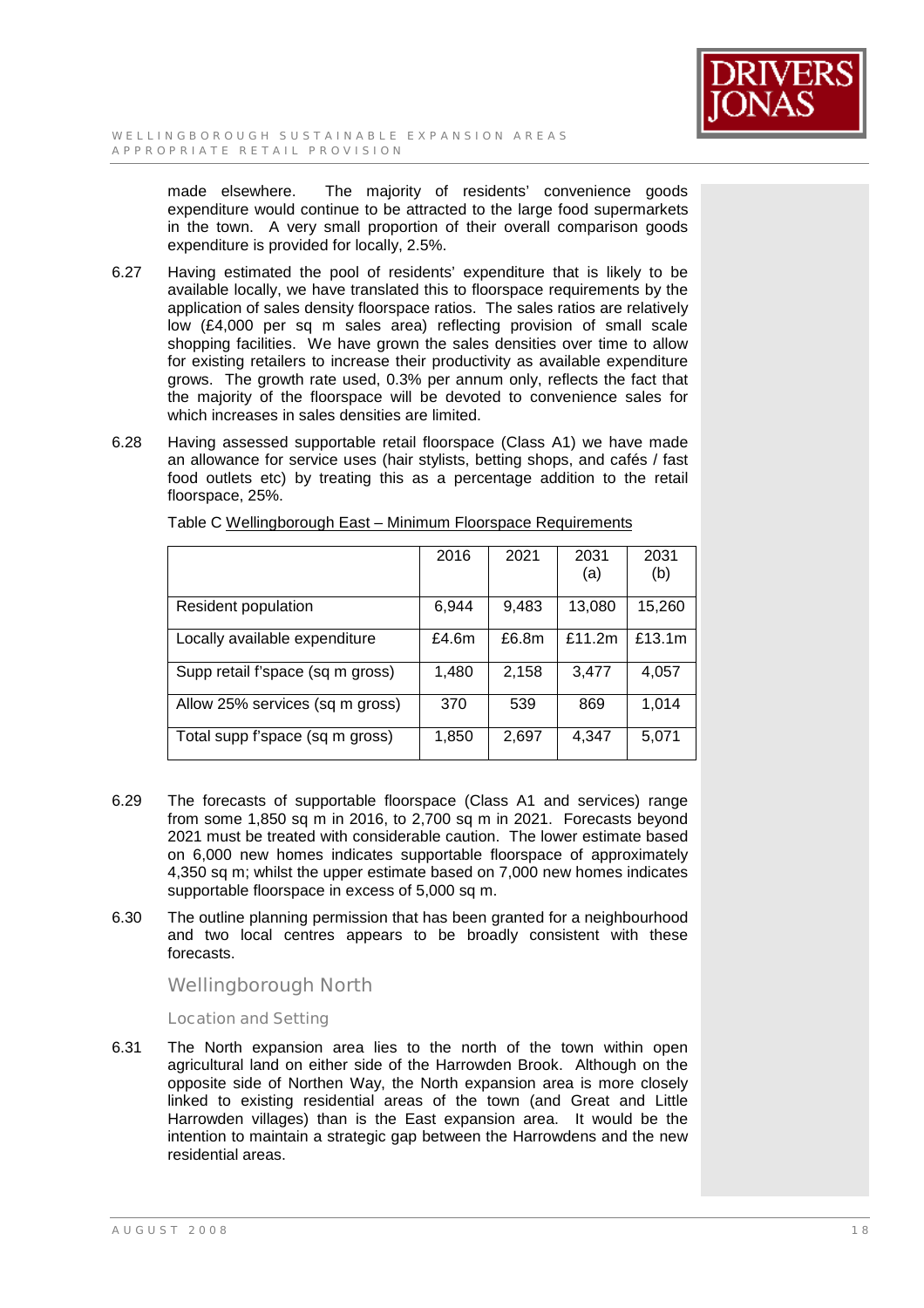made elsewhere. The majority of residents' convenience goods expenditure would continue to be attracted to the large food supermarkets in the town. A very small proportion of their overall comparison goods expenditure is provided for locally, 2.5%.

6.27 Having estimated the pool of residents' expenditure that is likely to be available locally, we have translated this to floorspace requirements by the application of sales density floorspace ratios. The sales ratios are relatively low (£4,000 per sq m sales area) reflecting provision of small scale shopping facilities. We have grown the sales densities over time to allow for existing retailers to increase their productivity as available expenditure grows. The growth rate used, 0.3% per annum only, reflects the fact that the majority of the floorspace will be devoted to convenience sales for which increases in sales densities are limited.

6.28 Having assessed supportable retail floorspace (Class A1) we have made an allowance for service uses (hair stylists, betting shops, and cafés / fast food outlets etc) by treating this as a percentage addition to the retail floorspace, 25%.

Table C Wellingborough East – Minimum Floorspace Requirements

| | 2016 | 2021 | 2031 (a) | 2031 (b) |
|---|---|---|---|---|
| Resident population | 6,944 | 9,483 | 13,080 | 15,260 |
| Locally available expenditure | £4.6m | £6.8m | £11.2m | £13.1m |
| Supp retail f'space (sq m gross) | 1,480 | 2,158 | 3,477 | 4,057 |
| Allow 25% services (sq m gross) | 370 | 539 | 869 | 1,014 |
| Total supp f'space (sq m gross) | 1,850 | 2,697 | 4,347 | 5,071 |

6.29 The forecasts of supportable floorspace (Class A1 and services) range from some 1,850 sq m in 2016, to 2,700 sq m in 2021. Forecasts beyond 2021 must be treated with considerable caution. The lower estimate based on 6,000 new homes indicates supportable floorspace of approximately 4,350 sq m; whilst the upper estimate based on 7,000 new homes indicates supportable floorspace in excess of 5,000 sq m.

6.30 The outline planning permission that has been granted for a neighbourhood and two local centres appears to be broadly consistent with these forecasts.

## Wellingborough North

### Location and Setting

6.31 The North expansion area lies to the north of the town within open agricultural land on either side of the Harrowden Brook. Although on the opposite side of Northen Way, the North expansion area is more closely linked to existing residential areas of the town (and Great and Little Harrowden villages) than is the East expansion area. It would be the intention to maintain a strategic gap between the Harrowdens and the new residential areas.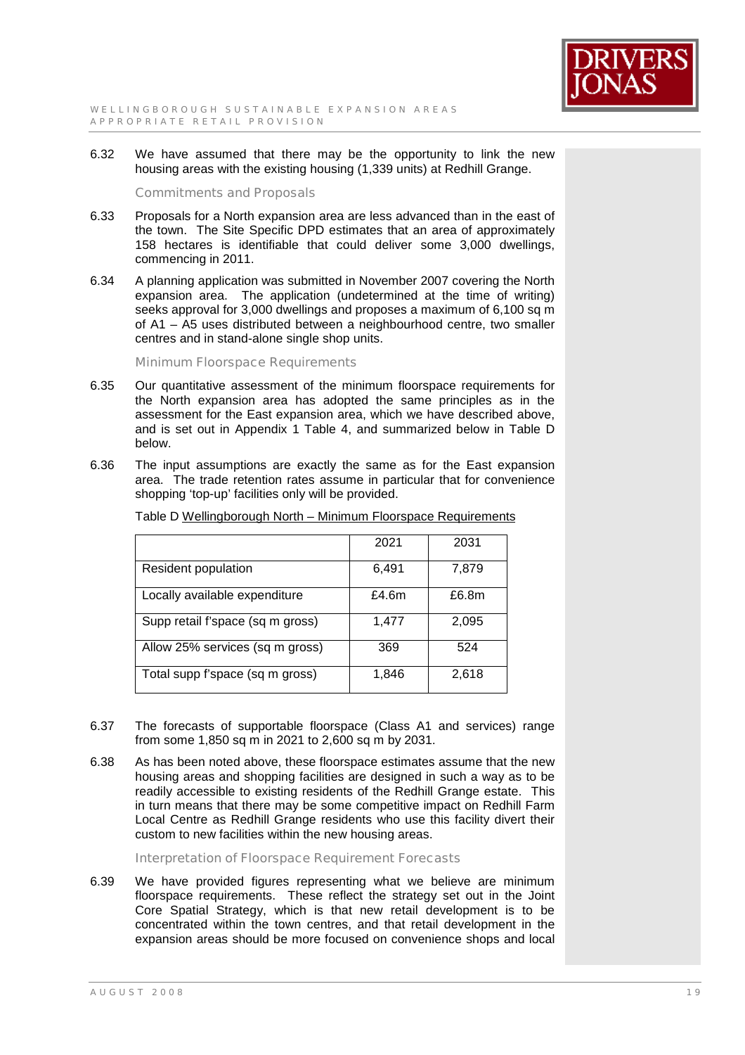6.32 We have assumed that there may be the opportunity to link the new housing areas with the existing housing (1,339 units) at Redhill Grange.

### Commitments and Proposals

6.33 Proposals for a North expansion area are less advanced than in the east of the town. The Site Specific DPD estimates that an area of approximately 158 hectares is identifiable that could deliver some 3,000 dwellings, commencing in 2011.

6.34 A planning application was submitted in November 2007 covering the North expansion area. The application (undetermined at the time of writing) seeks approval for 3,000 dwellings and proposes a maximum of 6,100 sq m of A1 – A5 uses distributed between a neighbourhood centre, two smaller centres and in stand-alone single shop units.

### Minimum Floorspace Requirements

6.35 Our quantitative assessment of the minimum floorspace requirements for the North expansion area has adopted the same principles as in the assessment for the East expansion area, which we have described above, and is set out in Appendix 1 Table 4, and summarized below in Table D below.

6.36 The input assumptions are exactly the same as for the East expansion area. The trade retention rates assume in particular that for convenience shopping 'top-up' facilities only will be provided.

Table D Wellingborough North – Minimum Floorspace Requirements

| | 2021 | 2031 |
|---|---|---|
| Resident population | 6,491 | 7,879 |
| Locally available expenditure | £4.6m | £6.8m |
| Supp retail f'space (sq m gross) | 1,477 | 2,095 |
| Allow 25% services (sq m gross) | 369 | 524 |
| Total supp f'space (sq m gross) | 1,846 | 2,618 |

6.37 The forecasts of supportable floorspace (Class A1 and services) range from some 1,850 sq m in 2021 to 2,600 sq m by 2031.

6.38 As has been noted above, these floorspace estimates assume that the new housing areas and shopping facilities are designed in such a way as to be readily accessible to existing residents of the Redhill Grange estate. This in turn means that there may be some competitive impact on Redhill Farm Local Centre as Redhill Grange residents who use this facility divert their custom to new facilities within the new housing areas.

### Interpretation of Floorspace Requirement Forecasts

6.39 We have provided figures representing what we believe are minimum floorspace requirements. These reflect the strategy set out in the Joint Core Spatial Strategy, which is that new retail development is to be concentrated within the town centres, and that retail development in the expansion areas should be more focused on convenience shops and local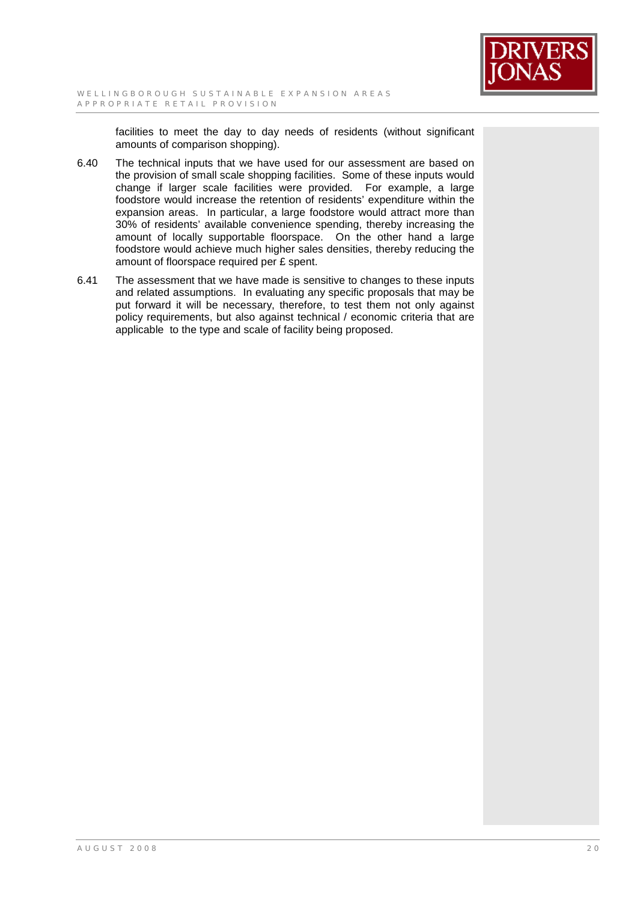facilities to meet the day to day needs of residents (without significant amounts of comparison shopping).

6.40 The technical inputs that we have used for our assessment are based on the provision of small scale shopping facilities. Some of these inputs would change if larger scale facilities were provided. For example, a large foodstore would increase the retention of residents' expenditure within the expansion areas. In particular, a large foodstore would attract more than 30% of residents' available convenience spending, thereby increasing the amount of locally supportable floorspace. On the other hand a large foodstore would achieve much higher sales densities, thereby reducing the amount of floorspace required per £ spent.

6.41 The assessment that we have made is sensitive to changes to these inputs and related assumptions. In evaluating any specific proposals that may be put forward it will be necessary, therefore, to test them not only against policy requirements, but also against technical / economic criteria that are applicable to the type and scale of facility being proposed.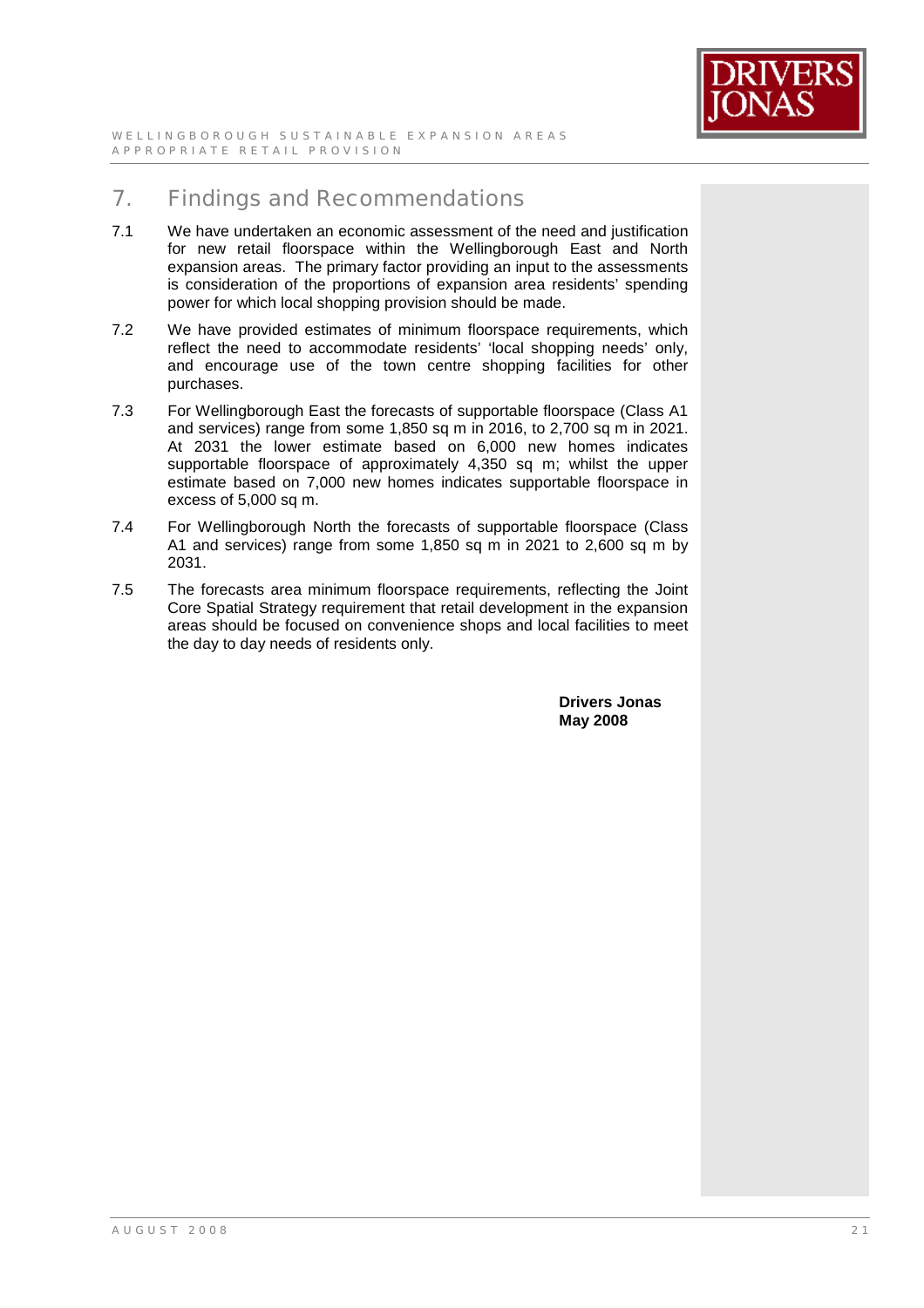## 7. Findings and Recommendations

7.1 We have undertaken an economic assessment of the need and justification for new retail floorspace within the Wellingborough East and North expansion areas. The primary factor providing an input to the assessments is consideration of the proportions of expansion area residents' spending power for which local shopping provision should be made.

7.2 We have provided estimates of minimum floorspace requirements, which reflect the need to accommodate residents' 'local shopping needs' only, and encourage use of the town centre shopping facilities for other purchases.

7.3 For Wellingborough East the forecasts of supportable floorspace (Class A1 and services) range from some 1,850 sq m in 2016, to 2,700 sq m in 2021. At 2031 the lower estimate based on 6,000 new homes indicates supportable floorspace of approximately 4,350 sq m; whilst the upper estimate based on 7,000 new homes indicates supportable floorspace in excess of 5,000 sq m.

7.4 For Wellingborough North the forecasts of supportable floorspace (Class A1 and services) range from some 1,850 sq m in 2021 to 2,600 sq m by 2031.

7.5 The forecasts area minimum floorspace requirements, reflecting the Joint Core Spatial Strategy requirement that retail development in the expansion areas should be focused on convenience shops and local facilities to meet the day to day needs of residents only.

**Drivers Jonas**
**May 2008**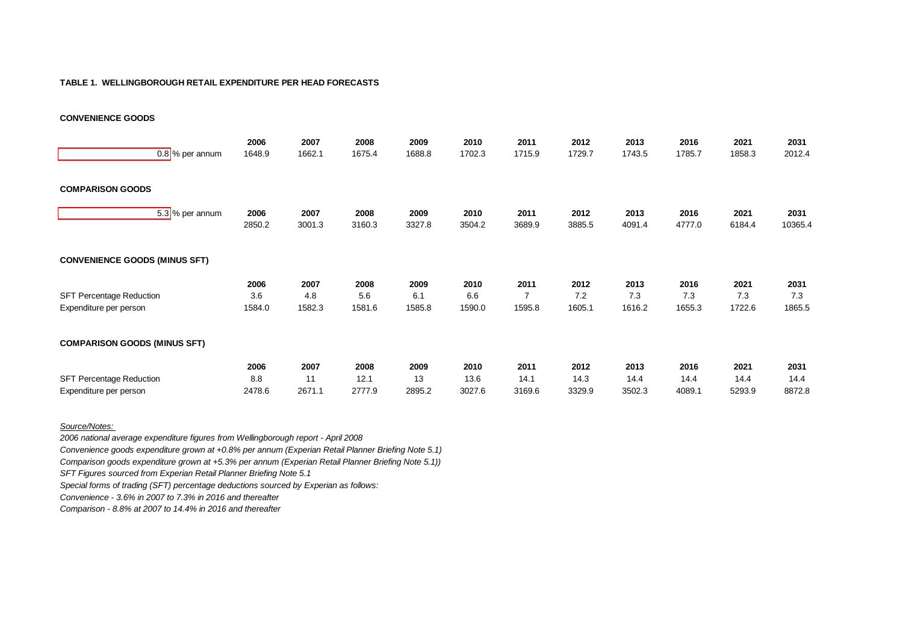**TABLE 1. WELLINGBOROUGH RETAIL EXPENDITURE PER HEAD FORECASTS**

**CONVENIENCE GOODS**

| | 2006 | 2007 | 2008 | 2009 | 2010 | 2011 | 2012 | 2013 | 2016 | 2021 | 2031 |
|---|---|---|---|---|---|---|---|---|---|---|---|
| 0.8 % per annum | 1648.9 | 1662.1 | 1675.4 | 1688.8 | 1702.3 | 1715.9 | 1729.7 | 1743.5 | 1785.7 | 1858.3 | 2012.4 |

**COMPARISON GOODS**

| | 2006 | 2007 | 2008 | 2009 | 2010 | 2011 | 2012 | 2013 | 2016 | 2021 | 2031 |
|---|---|---|---|---|---|---|---|---|---|---|---|
| 5.3 % per annum | 2850.2 | 3001.3 | 3160.3 | 3327.8 | 3504.2 | 3689.9 | 3885.5 | 4091.4 | 4777.0 | 6184.4 | 10365.4 |

**CONVENIENCE GOODS (MINUS SFT)**

| | 2006 | 2007 | 2008 | 2009 | 2010 | 2011 | 2012 | 2013 | 2016 | 2021 | 2031 |
|---|---|---|---|---|---|---|---|---|---|---|---|
| SFT Percentage Reduction | 3.6 | 4.8 | 5.6 | 6.1 | 6.6 | 7 | 7.2 | 7.3 | 7.3 | 7.3 | 7.3 |
| Expenditure per person | 1584.0 | 1582.3 | 1581.6 | 1585.8 | 1590.0 | 1595.8 | 1605.1 | 1616.2 | 1655.3 | 1722.6 | 1865.5 |

**COMPARISON GOODS (MINUS SFT)**

| | 2006 | 2007 | 2008 | 2009 | 2010 | 2011 | 2012 | 2013 | 2016 | 2021 | 2031 |
|---|---|---|---|---|---|---|---|---|---|---|---|
| SFT Percentage Reduction | 8.8 | 11 | 12.1 | 13 | 13.6 | 14.1 | 14.3 | 14.4 | 14.4 | 14.4 | 14.4 |
| Expenditure per person | 2478.6 | 2671.1 | 2777.9 | 2895.2 | 3027.6 | 3169.6 | 3329.9 | 3502.3 | 4089.1 | 5293.9 | 8872.8 |

*Source/Notes:*

*2006 national average expenditure figures from Wellingborough report - April 2008*

*Convenience goods expenditure grown at +0.8% per annum (Experian Retail Planner Briefing Note 5.1)*

*Comparison goods expenditure grown at +5.3% per annum (Experian Retail Planner Briefing Note 5.1))*

*SFT Figures sourced from Experian Retail Planner Briefing Note 5.1*

*Special forms of trading (SFT) percentage deductions sourced by Experian as follows:*

*Convenience - 3.6% in 2007 to 7.3% in 2016 and thereafter*

*Comparison - 8.8% at 2007 to 14.4% in 2016 and thereafter*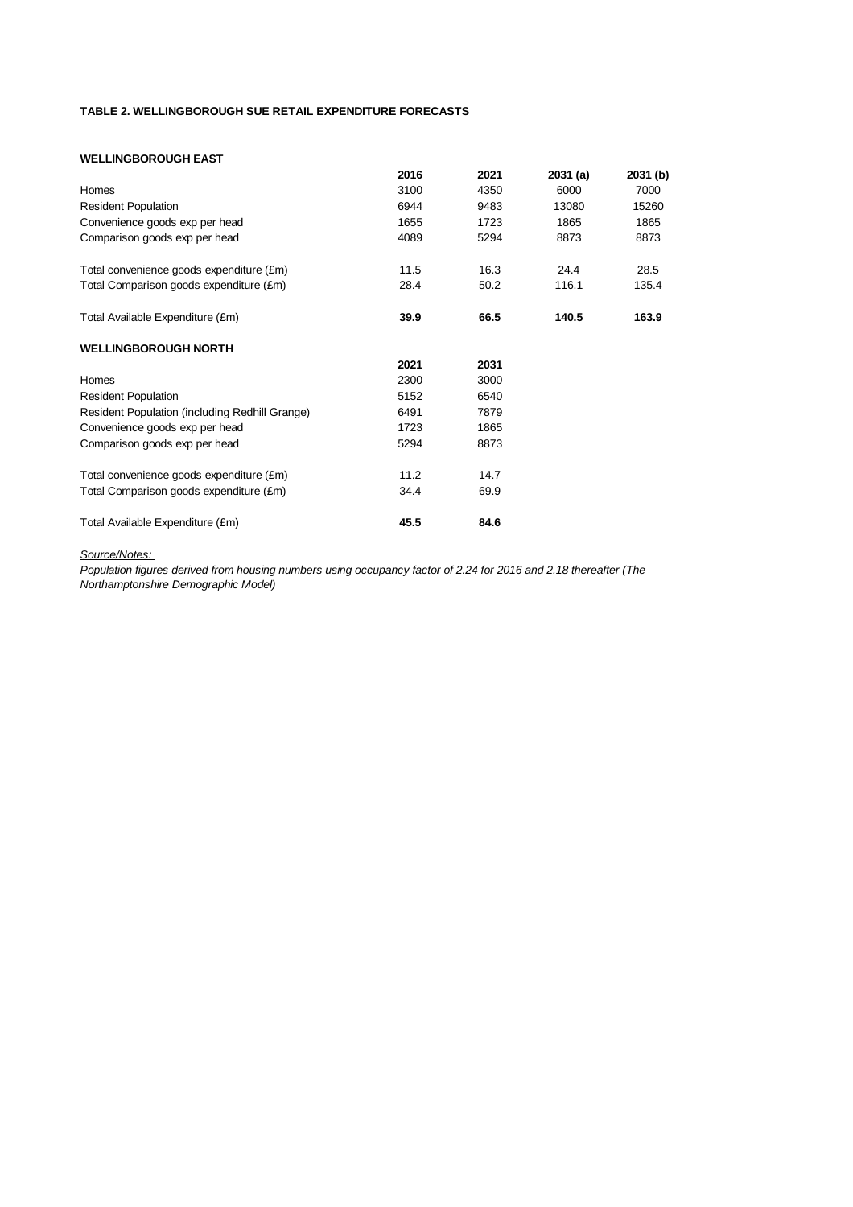**TABLE 2. WELLINGBOROUGH SUE RETAIL EXPENDITURE FORECASTS**

**WELLINGBOROUGH EAST**

| | **2016** | **2021** | **2031 (a)** | **2031 (b)** |
|---|---|---|---|---|
| Homes | 3100 | 4350 | 6000 | 7000 |
| Resident Population | 6944 | 9483 | 13080 | 15260 |
| Convenience goods exp per head | 1655 | 1723 | 1865 | 1865 |
| Comparison goods exp per head | 4089 | 5294 | 8873 | 8873 |
| Total convenience goods expenditure (£m) | 11.5 | 16.3 | 24.4 | 28.5 |
| Total Comparison goods expenditure (£m) | 28.4 | 50.2 | 116.1 | 135.4 |
| Total Available Expenditure (£m) | **39.9** | **66.5** | **140.5** | **163.9** |

**WELLINGBOROUGH NORTH**

| | **2021** | **2031** |
|---|---|---|
| Homes | 2300 | 3000 |
| Resident Population | 5152 | 6540 |
| Resident Population (including Redhill Grange) | 6491 | 7879 |
| Convenience goods exp per head | 1723 | 1865 |
| Comparison goods exp per head | 5294 | 8873 |
| Total convenience goods expenditure (£m) | 11.2 | 14.7 |
| Total Comparison goods expenditure (£m) | 34.4 | 69.9 |
| Total Available Expenditure (£m) | **45.5** | **84.6** |

*Source/Notes:*

*Population figures derived from housing numbers using occupancy factor of 2.24 for 2016 and 2.18 thereafter (The Northamptonshire Demographic Model)*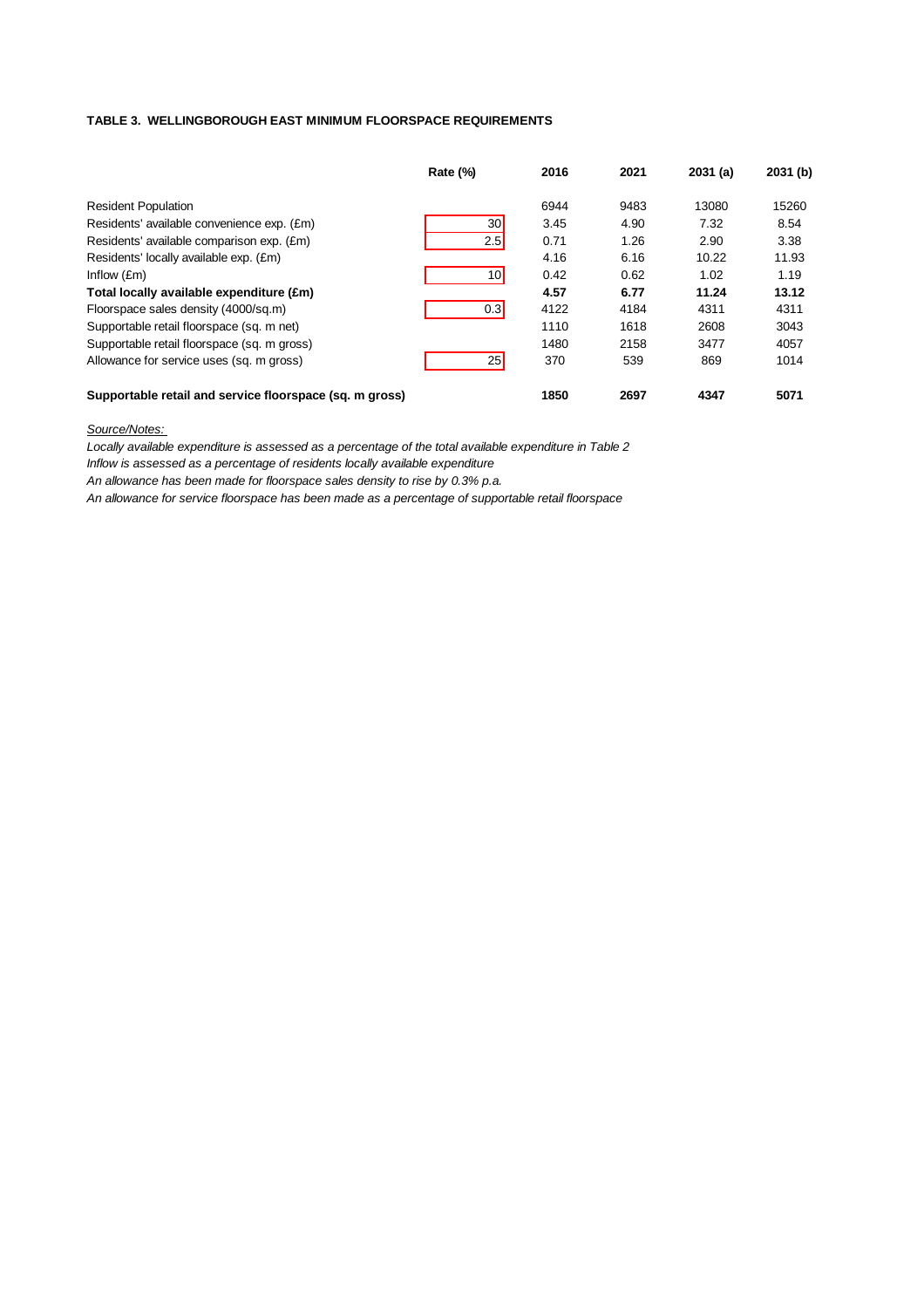**TABLE 3. WELLINGBOROUGH EAST MINIMUM FLOORSPACE REQUIREMENTS**

| | Rate (%) | 2016 | 2021 | 2031 (a) | 2031 (b) |
|---|---|---|---|---|---|
| Resident Population | | 6944 | 9483 | 13080 | 15260 |
| Residents' available convenience exp. (£m) | 30 | 3.45 | 4.90 | 7.32 | 8.54 |
| Residents' available comparison exp. (£m) | 2.5 | 0.71 | 1.26 | 2.90 | 3.38 |
| Residents' locally available exp. (£m) | | 4.16 | 6.16 | 10.22 | 11.93 |
| Inflow (£m) | 10 | 0.42 | 0.62 | 1.02 | 1.19 |
| **Total locally available expenditure (£m)** | | **4.57** | **6.77** | **11.24** | **13.12** |
| Floorspace sales density (4000/sq.m) | 0.3 | 4122 | 4184 | 4311 | 4311 |
| Supportable retail floorspace (sq. m net) | | 1110 | 1618 | 2608 | 3043 |
| Supportable retail floorspace (sq. m gross) | | 1480 | 2158 | 3477 | 4057 |
| Allowance for service uses (sq. m gross) | 25 | 370 | 539 | 869 | 1014 |
| **Supportable retail and service floorspace (sq. m gross)** | | **1850** | **2697** | **4347** | **5071** |

*Source/Notes:*

*Locally available expenditure is assessed as a percentage of the total available expenditure in Table 2*

*Inflow is assessed as a percentage of residents locally available expenditure*

*An allowance has been made for floorspace sales density to rise by 0.3% p.a.*

*An allowance for service floorspace has been made as a percentage of supportable retail floorspace*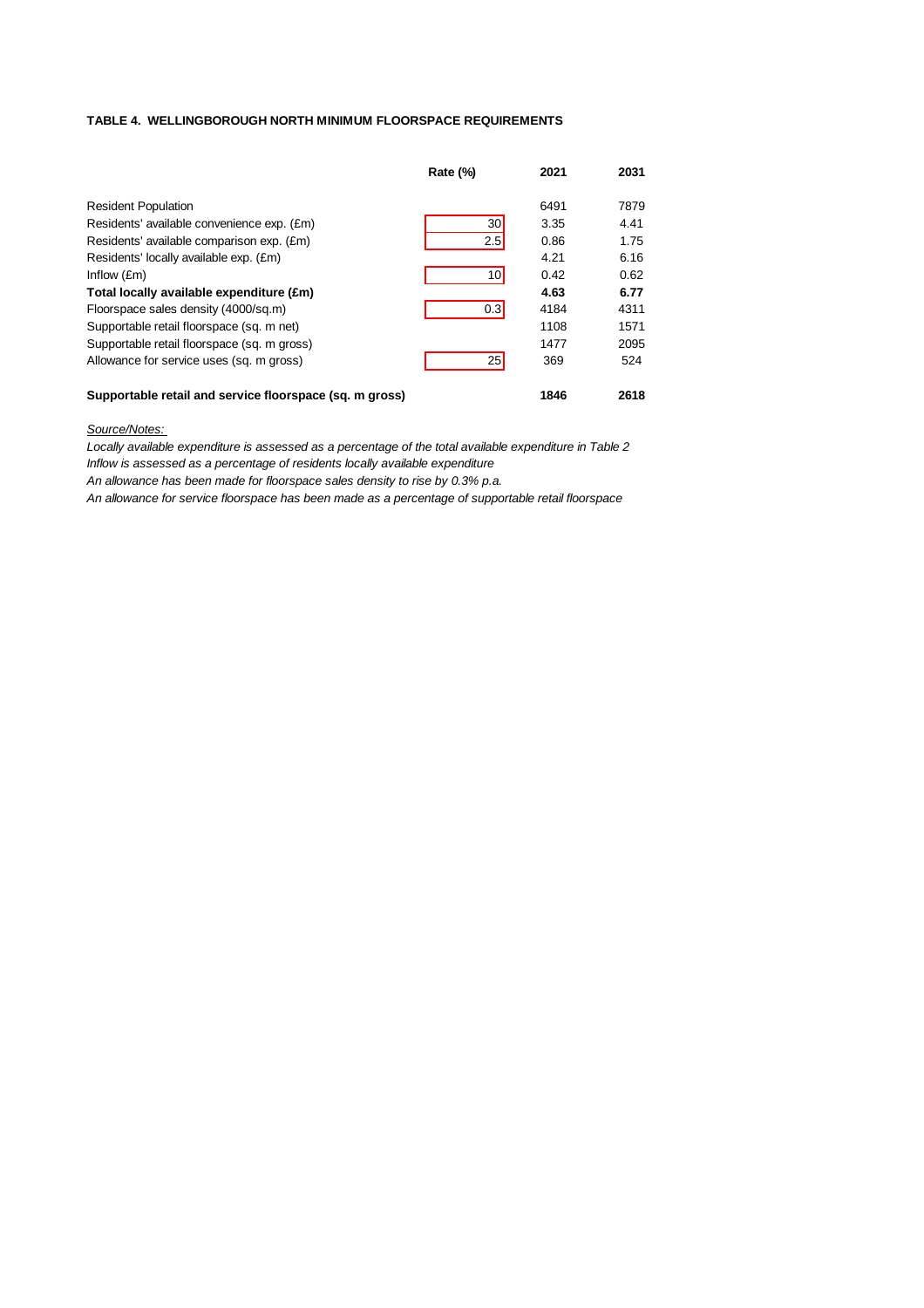**TABLE 4. WELLINGBOROUGH NORTH MINIMUM FLOORSPACE REQUIREMENTS**

| | Rate (%) | 2021 | 2031 |
|---|---|---|---|
| Resident Population | | 6491 | 7879 |
| Residents' available convenience exp. (£m) | 30 | 3.35 | 4.41 |
| Residents' available comparison exp. (£m) | 2.5 | 0.86 | 1.75 |
| Residents' locally available exp. (£m) | | 4.21 | 6.16 |
| Inflow (£m) | 10 | 0.42 | 0.62 |
| **Total locally available expenditure (£m)** | | **4.63** | **6.77** |
| Floorspace sales density (4000/sq.m) | 0.3 | 4184 | 4311 |
| Supportable retail floorspace (sq. m net) | | 1108 | 1571 |
| Supportable retail floorspace (sq. m gross) | | 1477 | 2095 |
| Allowance for service uses (sq. m gross) | 25 | 369 | 524 |
| **Supportable retail and service floorspace (sq. m gross)** | | **1846** | **2618** |

*Source/Notes:*

*Locally available expenditure is assessed as a percentage of the total available expenditure in Table 2*

*Inflow is assessed as a percentage of residents locally available expenditure*

*An allowance has been made for floorspace sales density to rise by 0.3% p.a.*

*An allowance for service floorspace has been made as a percentage of supportable retail floorspace*